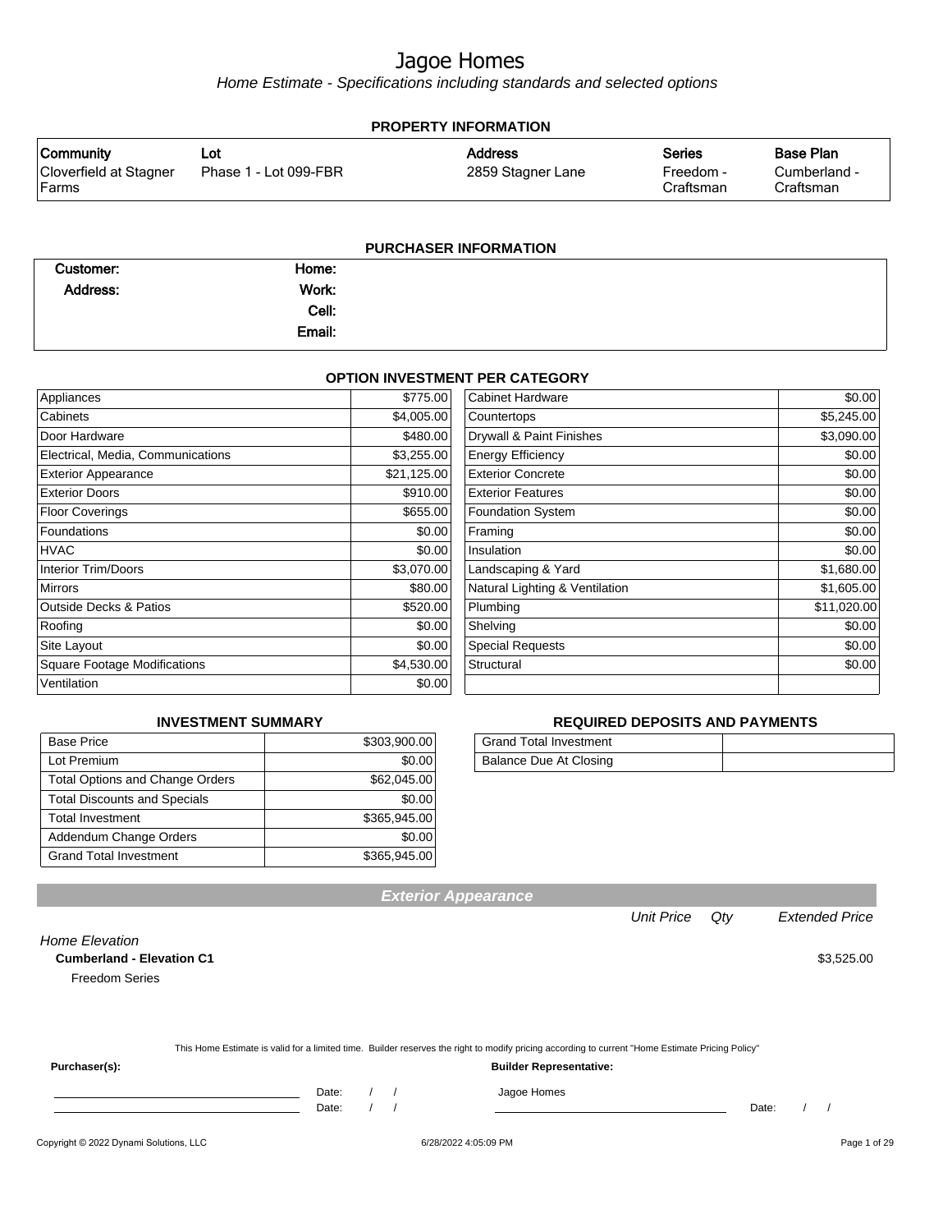# Jagoe Homes

*Home Estimate - Specifications including standards and selected options*

## PROPERTY INFORMATION

| Community | Lot | Address | Series | Base Plan |
|---|---|---|---|---|
| Cloverfield at Stagner Farms | Phase 1 - Lot 099-FBR | 2859 Stagner Lane | Freedom - Craftsman | Cumberland - Craftsman |

## PURCHASER INFORMATION

| | | | |
|---|---|---|---|
| **Customer:** | | **Home:** | |
| **Address:** | | **Work:** | |
| | | **Cell:** | |
| | | **Email:** | |

## OPTION INVESTMENT PER CATEGORY

| Category | Amount | Category | Amount |
|---|---|---|---|
| Appliances | $775.00 | Cabinet Hardware | $0.00 |
| Cabinets | $4,005.00 | Countertops | $5,245.00 |
| Door Hardware | $480.00 | Drywall & Paint Finishes | $3,090.00 |
| Electrical, Media, Communications | $3,255.00 | Energy Efficiency | $0.00 |
| Exterior Appearance | $21,125.00 | Exterior Concrete | $0.00 |
| Exterior Doors | $910.00 | Exterior Features | $0.00 |
| Floor Coverings | $655.00 | Foundation System | $0.00 |
| Foundations | $0.00 | Framing | $0.00 |
| HVAC | $0.00 | Insulation | $0.00 |
| Interior Trim/Doors | $3,070.00 | Landscaping & Yard | $1,680.00 |
| Mirrors | $80.00 | Natural Lighting & Ventilation | $1,605.00 |
| Outside Decks & Patios | $520.00 | Plumbing | $11,020.00 |
| Roofing | $0.00 | Shelving | $0.00 |
| Site Layout | $0.00 | Special Requests | $0.00 |
| Square Footage Modifications | $4,530.00 | Structural | $0.00 |
| Ventilation | $0.00 | | |

## INVESTMENT SUMMARY

| | |
|---|---|
| Base Price | $303,900.00 |
| Lot Premium | $0.00 |
| Total Options and Change Orders | $62,045.00 |
| Total Discounts and Specials | $0.00 |
| Total Investment | $365,945.00 |
| Addendum Change Orders | $0.00 |
| Grand Total Investment | $365,945.00 |

## REQUIRED DEPOSITS AND PAYMENTS

| | |
|---|---|
| Grand Total Investment | |
| Balance Due At Closing | |

## Exterior Appearance

| | Unit Price | Qty | Extended Price |
|---|---|---|---|
| *Home Elevation* | | | |
| **Cumberland - Elevation C1** | | | $3,525.00 |
| Freedom Series | | | |

This Home Estimate is valid for a limited time. Builder reserves the right to modify pricing according to current "Home Estimate Pricing Policy"

**Purchaser(s):**

\_\_\_\_\_\_\_\_\_\_\_\_\_\_\_\_\_\_\_\_ Date: / /

\_\_\_\_\_\_\_\_\_\_\_\_\_\_\_\_\_\_\_\_ Date: / /

**Builder Representative:**

Jagoe Homes

\_\_\_\_\_\_\_\_\_\_\_\_\_\_\_\_\_\_\_\_ Date: / /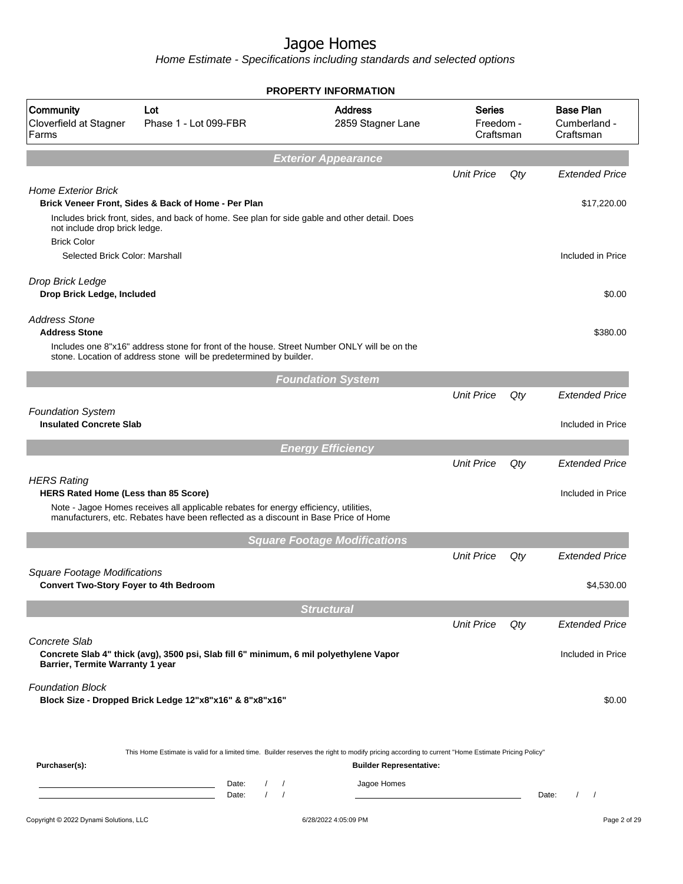# Jagoe Homes

*Home Estimate - Specifications including standards and selected options*

## PROPERTY INFORMATION

| Community | Lot | Address | Series | Base Plan |
|---|---|---|---|---|
| Cloverfield at Stagner Farms | Phase 1 - Lot 099-FBR | 2859 Stagner Lane | Freedom - Craftsman | Cumberland - Craftsman |

## *Exterior Appearance*

| | Unit Price | Qty | Extended Price |
|---|---|---|---|
| *Home Exterior Brick* | | | |
| **Brick Veneer Front, Sides & Back of Home - Per Plan** | | | $17,220.00 |
| Includes brick front, sides, and back of home. See plan for side gable and other detail. Does not include drop brick ledge. | | | |
| Brick Color | | | |
| Selected Brick Color: Marshall | | | Included in Price |
| *Drop Brick Ledge* | | | |
| **Drop Brick Ledge, Included** | | | $0.00 |
| *Address Stone* | | | |
| **Address Stone** | | | $380.00 |
| Includes one 8"x16" address stone for front of the house. Street Number ONLY will be on the stone. Location of address stone will be predetermined by builder. | | | |

## *Foundation System*

| | Unit Price | Qty | Extended Price |
|---|---|---|---|
| *Foundation System* | | | |
| **Insulated Concrete Slab** | | | Included in Price |

## *Energy Efficiency*

| | Unit Price | Qty | Extended Price |
|---|---|---|---|
| *HERS Rating* | | | |
| **HERS Rated Home (Less than 85 Score)** | | | Included in Price |
| Note - Jagoe Homes receives all applicable rebates for energy efficiency, utilities, manufacturers, etc. Rebates have been reflected as a discount in Base Price of Home | | | |

## *Square Footage Modifications*

| | Unit Price | Qty | Extended Price |
|---|---|---|---|
| *Square Footage Modifications* | | | |
| **Convert Two-Story Foyer to 4th Bedroom** | | | $4,530.00 |

## *Structural*

| | Unit Price | Qty | Extended Price |
|---|---|---|---|
| *Concrete Slab* | | | |
| **Concrete Slab 4" thick (avg), 3500 psi, Slab fill 6" minimum, 6 mil polyethylene Vapor Barrier, Termite Warranty 1 year** | | | Included in Price |
| *Foundation Block* | | | |
| **Block Size - Dropped Brick Ledge 12"x8"x16" & 8"x8"x16"** | | | $0.00 |

This Home Estimate is valid for a limited time. Builder reserves the right to modify pricing according to current "Home Estimate Pricing Policy"

**Purchaser(s):** Date: / / Date: / /

**Builder Representative:** Jagoe Homes Date: / /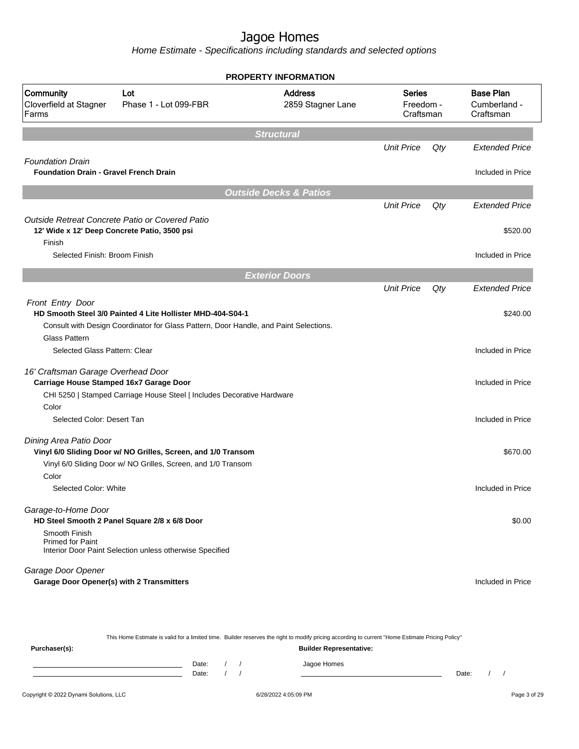# Jagoe Homes

*Home Estimate - Specifications including standards and selected options*

**PROPERTY INFORMATION**

| Community | Lot | Address | Series | Base Plan |
|---|---|---|---|---|
| Cloverfield at Stagner Farms | Phase 1 - Lot 099-FBR | 2859 Stagner Lane | Freedom - Craftsman | Cumberland - Craftsman |

## Structural

| | Unit Price | Qty | Extended Price |
|---|---|---|---|
| *Foundation Drain* | | | |
| **Foundation Drain - Gravel French Drain** | | | Included in Price |

## Outside Decks & Patios

| | Unit Price | Qty | Extended Price |
|---|---|---|---|
| *Outside Retreat Concrete Patio or Covered Patio* | | | |
| **12' Wide x 12' Deep Concrete Patio, 3500 psi** | | | $520.00 |
| Finish | | | |
| Selected Finish: Broom Finish | | | Included in Price |

## Exterior Doors

| | Unit Price | Qty | Extended Price |
|---|---|---|---|
| *Front Entry Door* | | | |
| **HD Smooth Steel 3/0 Painted 4 Lite Hollister MHD-404-S04-1** | | | $240.00 |
| Consult with Design Coordinator for Glass Pattern, Door Handle, and Paint Selections. | | | |
| Glass Pattern | | | |
| Selected Glass Pattern: Clear | | | Included in Price |
| *16' Craftsman Garage Overhead Door* | | | |
| **Carriage House Stamped 16x7 Garage Door** | | | Included in Price |
| CHI 5250 \| Stamped Carriage House Steel \| Includes Decorative Hardware | | | |
| Color | | | |
| Selected Color: Desert Tan | | | Included in Price |
| *Dining Area Patio Door* | | | |
| **Vinyl 6/0 Sliding Door w/ NO Grilles, Screen, and 1/0 Transom** | | | $670.00 |
| Vinyl 6/0 Sliding Door w/ NO Grilles, Screen, and 1/0 Transom | | | |
| Color | | | |
| Selected Color: White | | | Included in Price |
| *Garage-to-Home Door* | | | |
| **HD Steel Smooth 2 Panel Square 2/8 x 6/8 Door** | | | $0.00 |
| Smooth Finish<br>Primed for Paint<br>Interior Door Paint Selection unless otherwise Specified | | | |
| *Garage Door Opener* | | | |
| **Garage Door Opener(s) with 2 Transmitters** | | | Included in Price |

This Home Estimate is valid for a limited time. Builder reserves the right to modify pricing according to current "Home Estimate Pricing Policy"

**Purchaser(s):** 

______________________ Date: / /

______________________ Date: / /

**Builder Representative:**

Jagoe Homes

______________________ Date: / /

6/28/2022 4:05:09 PM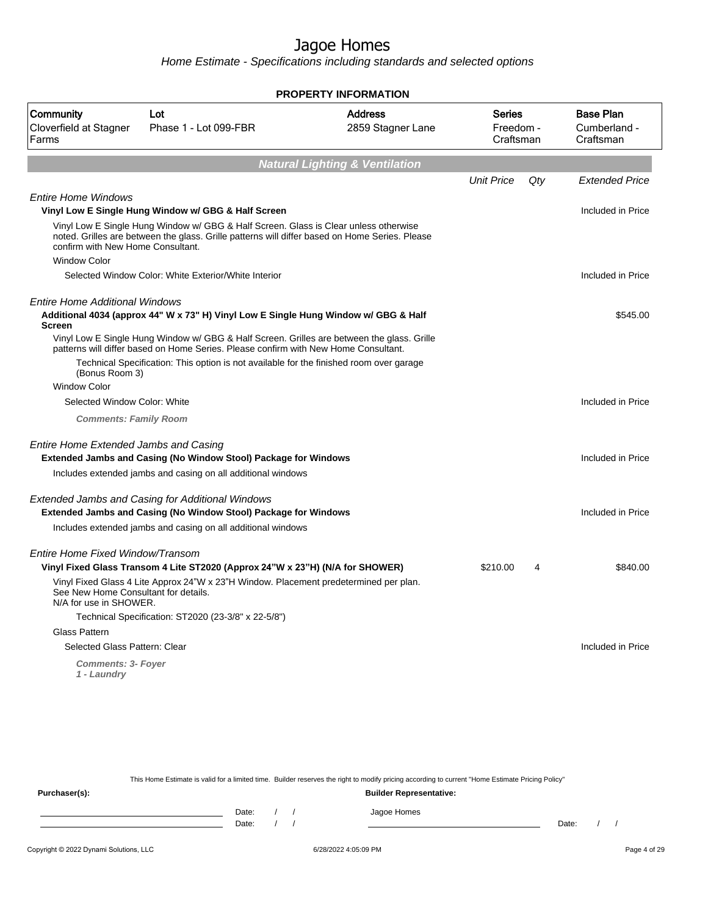# Jagoe Homes

*Home Estimate - Specifications including standards and selected options*

## PROPERTY INFORMATION

| Community | Lot | Address | Series | Base Plan |
|---|---|---|---|---|
| Cloverfield at Stagner Farms | Phase 1 - Lot 099-FBR | 2859 Stagner Lane | Freedom - Craftsman | Cumberland - Craftsman |

## Natural Lighting & Ventilation

| | Unit Price | Qty | Extended Price |
|---|---|---|---|
| *Entire Home Windows* | | | |
| **Vinyl Low E Single Hung Window w/ GBG & Half Screen** | | | Included in Price |
| Vinyl Low E Single Hung Window w/ GBG & Half Screen. Glass is Clear unless otherwise noted. Grilles are between the glass. Grille patterns will differ based on Home Series. Please confirm with New Home Consultant. | | | |
| Window Color | | | |
| Selected Window Color: White Exterior/White Interior | | | Included in Price |
| *Entire Home Additional Windows* | | | |
| **Additional 4034 (approx 44" W x 73" H) Vinyl Low E Single Hung Window w/ GBG & Half Screen** | | | $545.00 |
| Vinyl Low E Single Hung Window w/ GBG & Half Screen. Grilles are between the glass. Grille patterns will differ based on Home Series. Please confirm with New Home Consultant. | | | |
| Technical Specification: This option is not available for the finished room over garage (Bonus Room 3) | | | |
| Window Color | | | |
| Selected Window Color: White | | | Included in Price |
| ***Comments: Family Room*** | | | |
| *Entire Home Extended Jambs and Casing* | | | |
| **Extended Jambs and Casing (No Window Stool) Package for Windows** | | | Included in Price |
| Includes extended jambs and casing on all additional windows | | | |
| *Extended Jambs and Casing for Additional Windows* | | | |
| **Extended Jambs and Casing (No Window Stool) Package for Windows** | | | Included in Price |
| Includes extended jambs and casing on all additional windows | | | |
| *Entire Home Fixed Window/Transom* | | | |
| **Vinyl Fixed Glass Transom 4 Lite ST2020 (Approx 24"W x 23"H) (N/A for SHOWER)** | $210.00 | 4 | $840.00 |
| Vinyl Fixed Glass 4 Lite Approx 24"W x 23"H Window. Placement predetermined per plan. See New Home Consultant for details. N/A for use in SHOWER. | | | |
| Technical Specification: ST2020 (23-3/8" x 22-5/8") | | | |
| Glass Pattern | | | |
| Selected Glass Pattern: Clear | | | Included in Price |
| ***Comments: 3- Foyer 1 - Laundry*** | | | |

This Home Estimate is valid for a limited time. Builder reserves the right to modify pricing according to current "Home Estimate Pricing Policy"

**Purchaser(s):** Date: / / Date: / /

**Builder Representative:** Jagoe Homes Date: / /

Copyright © 2022 Dynami Solutions, LLC 6/28/2022 4:05:09 PM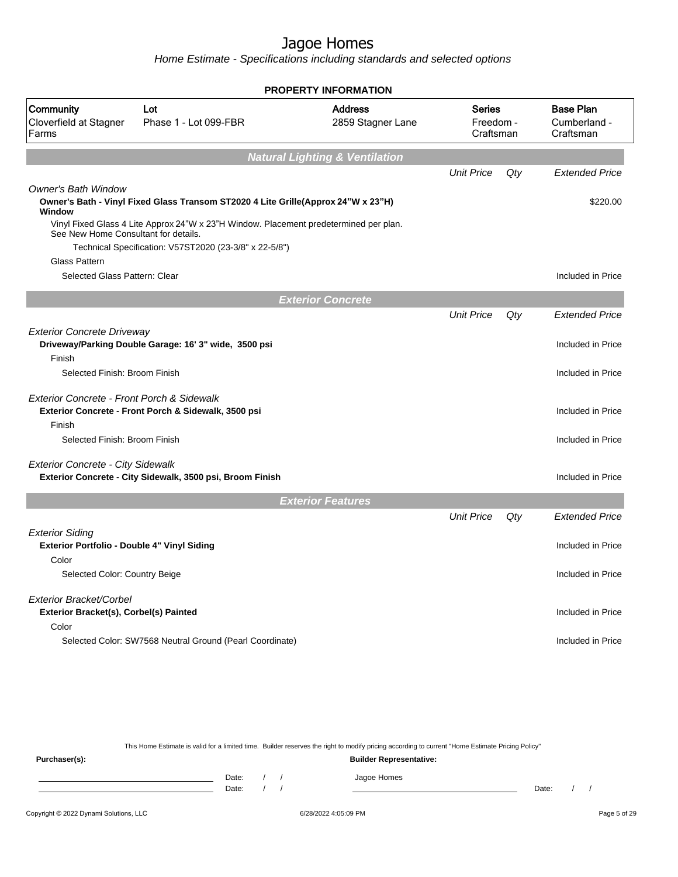# Jagoe Homes

*Home Estimate - Specifications including standards and selected options*

## PROPERTY INFORMATION

| Community | Lot | Address | Series | Base Plan |
|---|---|---|---|---|
| Cloverfield at Stagner Farms | Phase 1 - Lot 099-FBR | 2859 Stagner Lane | Freedom - Craftsman | Cumberland - Craftsman |

## Natural Lighting & Ventilation

| | Unit Price | Qty | Extended Price |
|---|---|---|---|
| *Owner's Bath Window* | | | |
| **Owner's Bath - Vinyl Fixed Glass Transom ST2020 4 Lite Grille(Approx 24"W x 23"H) Window** | | | $220.00 |
| Vinyl Fixed Glass 4 Lite Approx 24"W x 23"H Window. Placement predetermined per plan. See New Home Consultant for details. | | | |
| Technical Specification: V57ST2020 (23-3/8" x 22-5/8") | | | |
| Glass Pattern | | | |
| Selected Glass Pattern: Clear | | | Included in Price |

## Exterior Concrete

| | Unit Price | Qty | Extended Price |
|---|---|---|---|
| *Exterior Concrete Driveway* | | | |
| **Driveway/Parking Double Garage: 16' 3" wide, 3500 psi** | | | Included in Price |
| Finish | | | |
| Selected Finish: Broom Finish | | | Included in Price |
| *Exterior Concrete - Front Porch & Sidewalk* | | | |
| **Exterior Concrete - Front Porch & Sidewalk, 3500 psi** | | | Included in Price |
| Finish | | | |
| Selected Finish: Broom Finish | | | Included in Price |
| *Exterior Concrete - City Sidewalk* | | | |
| **Exterior Concrete - City Sidewalk, 3500 psi, Broom Finish** | | | Included in Price |

## Exterior Features

| | Unit Price | Qty | Extended Price |
|---|---|---|---|
| *Exterior Siding* | | | |
| **Exterior Portfolio - Double 4" Vinyl Siding** | | | Included in Price |
| Color | | | |
| Selected Color: Country Beige | | | Included in Price |
| *Exterior Bracket/Corbel* | | | |
| **Exterior Bracket(s), Corbel(s) Painted** | | | Included in Price |
| Color | | | |
| Selected Color: SW7568 Neutral Ground (Pearl Coordinate) | | | Included in Price |

This Home Estimate is valid for a limited time. Builder reserves the right to modify pricing according to current "Home Estimate Pricing Policy"

**Purchaser(s):**

Date: / /

Date: / /

**Builder Representative:**

Jagoe Homes

Date: / /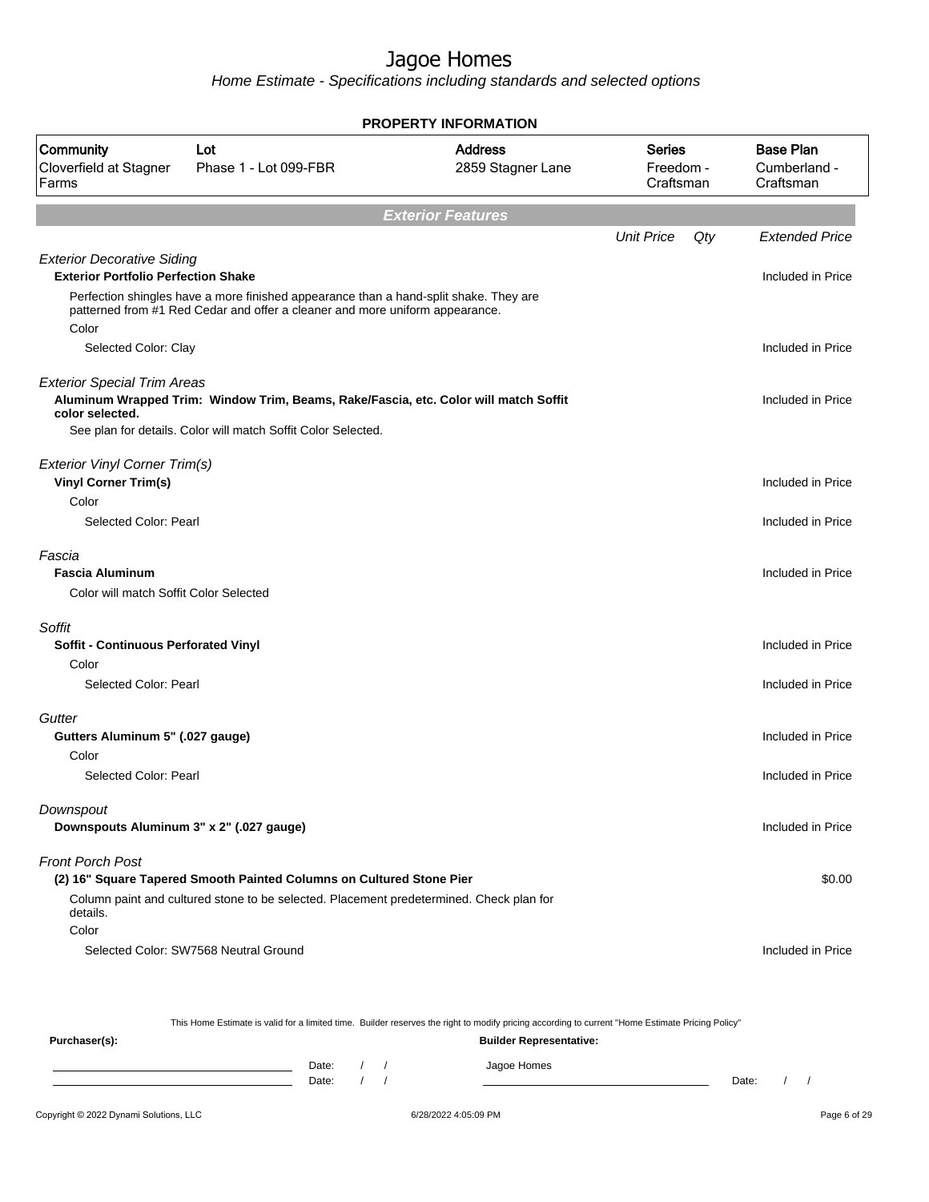# Jagoe Homes

*Home Estimate - Specifications including standards and selected options*

**PROPERTY INFORMATION**

| Community | Lot | Address | Series | Base Plan |
|---|---|---|---|---|
| Cloverfield at Stagner Farms | Phase 1 - Lot 099-FBR | 2859 Stagner Lane | Freedom - Craftsman | Cumberland - Craftsman |

## Exterior Features

| | Unit Price | Qty | Extended Price |
|---|---|---|---|
| *Exterior Decorative Siding* | | | |
| **Exterior Portfolio Perfection Shake** | | | Included in Price |
| Perfection shingles have a more finished appearance than a hand-split shake. They are patterned from #1 Red Cedar and offer a cleaner and more uniform appearance. | | | |
| Color | | | |
| Selected Color: Clay | | | Included in Price |
| *Exterior Special Trim Areas* | | | |
| **Aluminum Wrapped Trim: Window Trim, Beams, Rake/Fascia, etc. Color will match Soffit color selected.** | | | Included in Price |
| See plan for details. Color will match Soffit Color Selected. | | | |
| *Exterior Vinyl Corner Trim(s)* | | | |
| **Vinyl Corner Trim(s)** | | | Included in Price |
| Color | | | |
| Selected Color: Pearl | | | Included in Price |
| *Fascia* | | | |
| **Fascia Aluminum** | | | Included in Price |
| Color will match Soffit Color Selected | | | |
| *Soffit* | | | |
| **Soffit - Continuous Perforated Vinyl** | | | Included in Price |
| Color | | | |
| Selected Color: Pearl | | | Included in Price |
| *Gutter* | | | |
| **Gutters Aluminum 5" (.027 gauge)** | | | Included in Price |
| Color | | | |
| Selected Color: Pearl | | | Included in Price |
| *Downspout* | | | |
| **Downspouts Aluminum 3" x 2" (.027 gauge)** | | | Included in Price |
| *Front Porch Post* | | | |
| **(2) 16" Square Tapered Smooth Painted Columns on Cultured Stone Pier** | | | $0.00 |
| Column paint and cultured stone to be selected. Placement predetermined. Check plan for details. | | | |
| Color | | | |
| Selected Color: SW7568 Neutral Ground | | | Included in Price |

This Home Estimate is valid for a limited time. Builder reserves the right to modify pricing according to current "Home Estimate Pricing Policy"

**Purchaser(s):** Date: / / Date: / /

**Builder Representative:** Jagoe Homes Date: / /

Copyright © 2022 Dynami Solutions, LLC — 6/28/2022 4:05:09 PM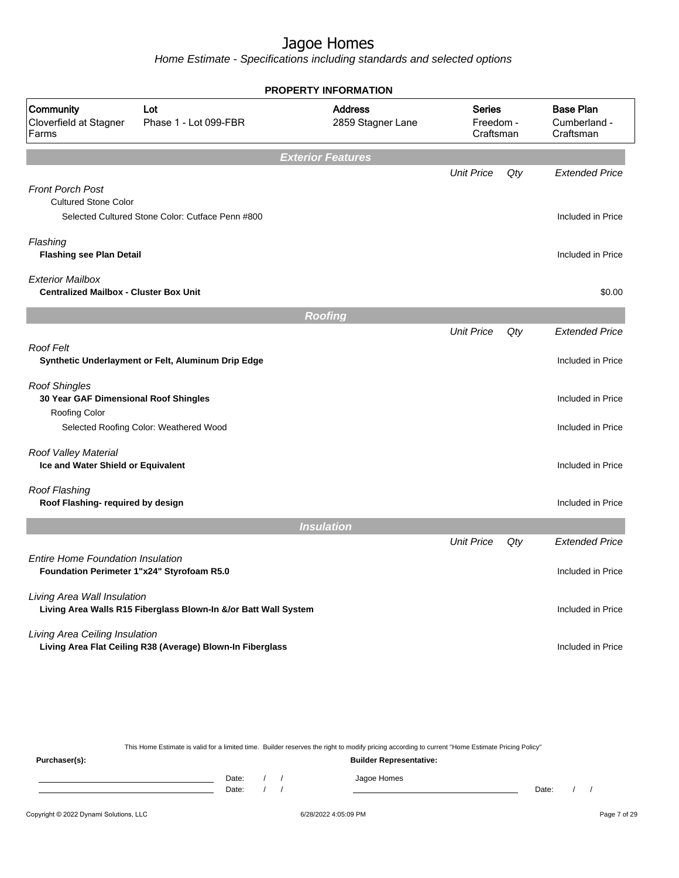# Jagoe Homes

*Home Estimate - Specifications including standards and selected options*

## PROPERTY INFORMATION

| Community | Lot | Address | Series | Base Plan |
|---|---|---|---|---|
| Cloverfield at Stagner Farms | Phase 1 - Lot 099-FBR | 2859 Stagner Lane | Freedom - Craftsman | Cumberland - Craftsman |

## Exterior Features

| | Unit Price | Qty | Extended Price |
|---|---|---|---|
| *Front Porch Post* | | | |
| Cultured Stone Color | | | |
| Selected Cultured Stone Color: Cutface Penn #800 | | | Included in Price |
| *Flashing* | | | |
| **Flashing see Plan Detail** | | | Included in Price |
| *Exterior Mailbox* | | | |
| **Centralized Mailbox - Cluster Box Unit** | | | $0.00 |

## Roofing

| | Unit Price | Qty | Extended Price |
|---|---|---|---|
| *Roof Felt* | | | |
| **Synthetic Underlayment or Felt, Aluminum Drip Edge** | | | Included in Price |
| *Roof Shingles* | | | |
| **30 Year GAF Dimensional Roof Shingles** | | | Included in Price |
| Roofing Color | | | |
| Selected Roofing Color: Weathered Wood | | | Included in Price |
| *Roof Valley Material* | | | |
| **Ice and Water Shield or Equivalent** | | | Included in Price |
| *Roof Flashing* | | | |
| **Roof Flashing- required by design** | | | Included in Price |

## Insulation

| | Unit Price | Qty | Extended Price |
|---|---|---|---|
| *Entire Home Foundation Insulation* | | | |
| **Foundation Perimeter 1"x24" Styrofoam R5.0** | | | Included in Price |
| *Living Area Wall Insulation* | | | |
| **Living Area Walls R15 Fiberglass Blown-In &/or Batt Wall System** | | | Included in Price |
| *Living Area Ceiling Insulation* | | | |
| **Living Area Flat Ceiling R38 (Average) Blown-In Fiberglass** | | | Included in Price |

This Home Estimate is valid for a limited time. Builder reserves the right to modify pricing according to current "Home Estimate Pricing Policy"

**Purchaser(s):** **Builder Representative:**

Date: / / Jagoe Homes

Date: / / Date: / /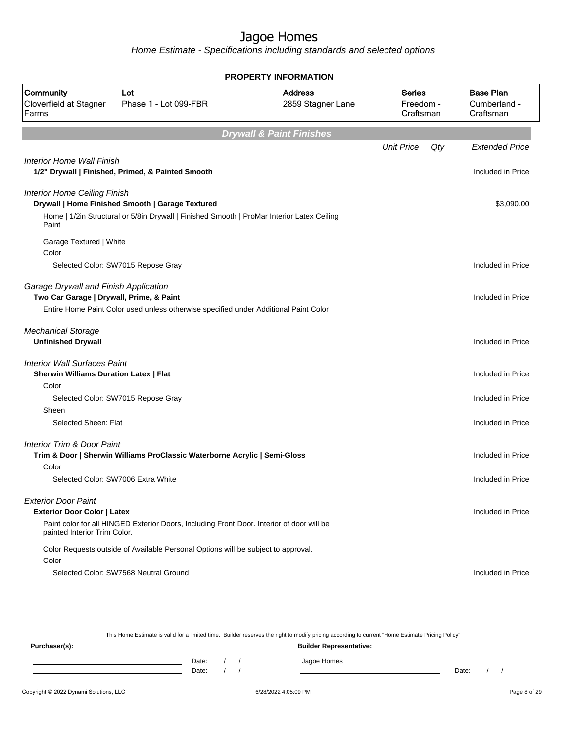# Jagoe Homes

*Home Estimate - Specifications including standards and selected options*

## PROPERTY INFORMATION

| Community | Lot | Address | Series | Base Plan |
|---|---|---|---|---|
| Cloverfield at Stagner Farms | Phase 1 - Lot 099-FBR | 2859 Stagner Lane | Freedom - Craftsman | Cumberland - Craftsman |

## Drywall & Paint Finishes

| | Unit Price | Qty | Extended Price |
|---|---|---|---|
| *Interior Home Wall Finish* | | | |
| **1/2" Drywall \| Finished, Primed, & Painted Smooth** | | | Included in Price |
| *Interior Home Ceiling Finish* | | | |
| **Drywall \| Home Finished Smooth \| Garage Textured** | | | $3,090.00 |
| Home \| 1/2in Structural or 5/8in Drywall \| Finished Smooth \| ProMar Interior Latex Ceiling Paint | | | |
| Garage Textured \| White | | | |
| Color | | | |
| Selected Color: SW7015 Repose Gray | | | Included in Price |
| *Garage Drywall and Finish Application* | | | |
| **Two Car Garage \| Drywall, Prime, & Paint** | | | Included in Price |
| Entire Home Paint Color used unless otherwise specified under Additional Paint Color | | | |
| *Mechanical Storage* | | | |
| **Unfinished Drywall** | | | Included in Price |
| *Interior Wall Surfaces Paint* | | | |
| **Sherwin Williams Duration Latex \| Flat** | | | Included in Price |
| Color | | | |
| Selected Color: SW7015 Repose Gray | | | Included in Price |
| Sheen | | | |
| Selected Sheen: Flat | | | Included in Price |
| *Interior Trim & Door Paint* | | | |
| **Trim & Door \| Sherwin Williams ProClassic Waterborne Acrylic \| Semi-Gloss** | | | Included in Price |
| Color | | | |
| Selected Color: SW7006 Extra White | | | Included in Price |
| *Exterior Door Paint* | | | |
| **Exterior Door Color \| Latex** | | | Included in Price |
| Paint color for all HINGED Exterior Doors, Including Front Door. Interior of door will be painted Interior Trim Color. | | | |
| Color Requests outside of Available Personal Options will be subject to approval. | | | |
| Color | | | |
| Selected Color: SW7568 Neutral Ground | | | Included in Price |

This Home Estimate is valid for a limited time. Builder reserves the right to modify pricing according to current "Home Estimate Pricing Policy"

**Purchaser(s):** ______________________ Date: / / ______________________ Date: / /

**Builder Representative:** Jagoe Homes ______________________ Date: / /

Copyright © 2022 Dynami Solutions, LLC 6/28/2022 4:05:09 PM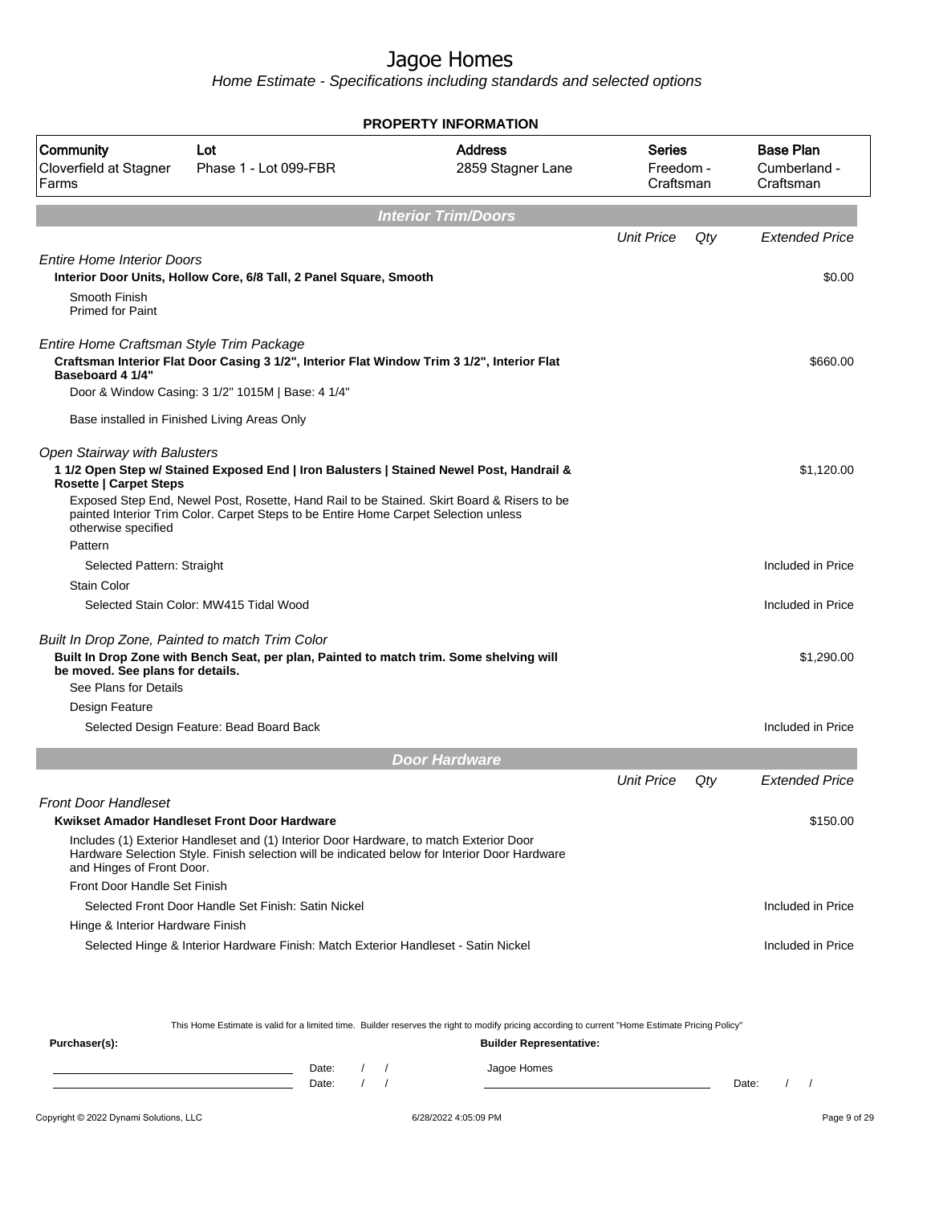# Jagoe Homes

*Home Estimate - Specifications including standards and selected options*

**PROPERTY INFORMATION**

| Community | Lot | Address | Series | Base Plan |
|---|---|---|---|---|
| Cloverfield at Stagner Farms | Phase 1 - Lot 099-FBR | 2859 Stagner Lane | Freedom - Craftsman | Cumberland - Craftsman |

## Interior Trim/Doors

| | Unit Price | Qty | Extended Price |
|---|---|---|---|
| *Entire Home Interior Doors* | | | |
| **Interior Door Units, Hollow Core, 6/8 Tall, 2 Panel Square, Smooth** | | | $0.00 |
| Smooth Finish<br>Primed for Paint | | | |
| *Entire Home Craftsman Style Trim Package* | | | |
| **Craftsman Interior Flat Door Casing 3 1/2", Interior Flat Window Trim 3 1/2", Interior Flat Baseboard 4 1/4"** | | | $660.00 |
| Door & Window Casing: 3 1/2" 1015M \| Base: 4 1/4" | | | |
| Base installed in Finished Living Areas Only | | | |
| *Open Stairway with Balusters* | | | |
| **1 1/2 Open Step w/ Stained Exposed End \| Iron Balusters \| Stained Newel Post, Handrail & Rosette \| Carpet Steps** | | | $1,120.00 |
| Exposed Step End, Newel Post, Rosette, Hand Rail to be Stained. Skirt Board & Risers to be painted Interior Trim Color. Carpet Steps to be Entire Home Carpet Selection unless otherwise specified | | | |
| Pattern | | | |
| Selected Pattern: Straight | | | Included in Price |
| Stain Color | | | |
| Selected Stain Color: MW415 Tidal Wood | | | Included in Price |
| *Built In Drop Zone, Painted to match Trim Color* | | | |
| **Built In Drop Zone with Bench Seat, per plan, Painted to match trim. Some shelving will be moved. See plans for details.** | | | $1,290.00 |
| See Plans for Details | | | |
| Design Feature | | | |
| Selected Design Feature: Bead Board Back | | | Included in Price |

## Door Hardware

| | Unit Price | Qty | Extended Price |
|---|---|---|---|
| *Front Door Handleset* | | | |
| **Kwikset Amador Handleset Front Door Hardware** | | | $150.00 |
| Includes (1) Exterior Handleset and (1) Interior Door Hardware, to match Exterior Door Hardware Selection Style. Finish selection will be indicated below for Interior Door Hardware and Hinges of Front Door. | | | |
| Front Door Handle Set Finish | | | |
| Selected Front Door Handle Set Finish: Satin Nickel | | | Included in Price |
| Hinge & Interior Hardware Finish | | | |
| Selected Hinge & Interior Hardware Finish: Match Exterior Handleset - Satin Nickel | | | Included in Price |

This Home Estimate is valid for a limited time. Builder reserves the right to modify pricing according to current "Home Estimate Pricing Policy"

**Purchaser(s):** **Builder Representative:**

Date: / / Jagoe Homes

Date: / / Date: / /

Copyright © 2022 Dynami Solutions, LLC 6/28/2022 4:05:09 PM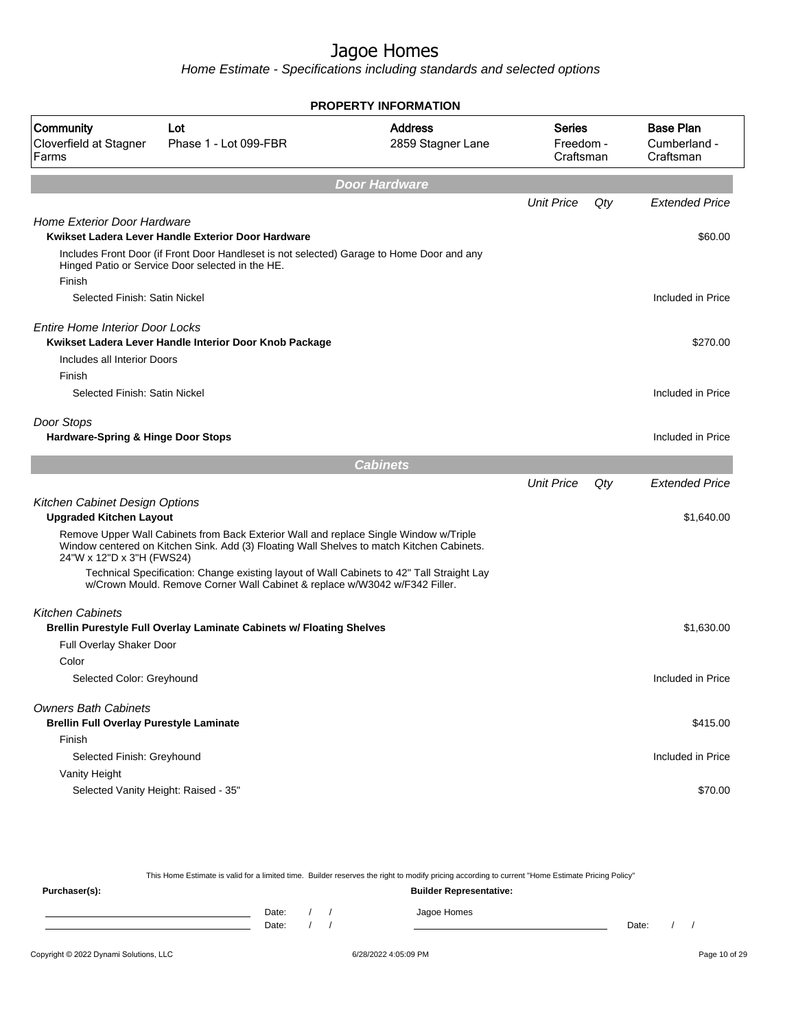# Jagoe Homes

Home Estimate - Specifications including standards and selected options

**PROPERTY INFORMATION**

| Community | Lot | Address | Series | Base Plan |
|---|---|---|---|---|
| Cloverfield at Stagner Farms | Phase 1 - Lot 099-FBR | 2859 Stagner Lane | Freedom - Craftsman | Cumberland - Craftsman |

## Door Hardware

| | Unit Price | Qty | Extended Price |
|---|---|---|---|
| *Home Exterior Door Hardware* | | | |
| **Kwikset Ladera Lever Handle Exterior Door Hardware** | | | $60.00 |
| Includes Front Door (if Front Door Handleset is not selected) Garage to Home Door and any Hinged Patio or Service Door selected in the HE. | | | |
| Finish | | | |
| Selected Finish: Satin Nickel | | | Included in Price |
| *Entire Home Interior Door Locks* | | | |
| **Kwikset Ladera Lever Handle Interior Door Knob Package** | | | $270.00 |
| Includes all Interior Doors | | | |
| Finish | | | |
| Selected Finish: Satin Nickel | | | Included in Price |
| *Door Stops* | | | |
| **Hardware-Spring & Hinge Door Stops** | | | Included in Price |

## Cabinets

| | Unit Price | Qty | Extended Price |
|---|---|---|---|
| *Kitchen Cabinet Design Options* | | | |
| **Upgraded Kitchen Layout** | | | $1,640.00 |
| Remove Upper Wall Cabinets from Back Exterior Wall and replace Single Window w/Triple Window centered on Kitchen Sink. Add (3) Floating Wall Shelves to match Kitchen Cabinets. 24"W x 12"D x 3"H (FWS24) | | | |
| Technical Specification: Change existing layout of Wall Cabinets to 42" Tall Straight Lay w/Crown Mould. Remove Corner Wall Cabinet & replace w/W3042 w/F342 Filler. | | | |
| *Kitchen Cabinets* | | | |
| **Brellin Purestyle Full Overlay Laminate Cabinets w/ Floating Shelves** | | | $1,630.00 |
| Full Overlay Shaker Door | | | |
| Color | | | |
| Selected Color: Greyhound | | | Included in Price |
| *Owners Bath Cabinets* | | | |
| **Brellin Full Overlay Purestyle Laminate** | | | $415.00 |
| Finish | | | |
| Selected Finish: Greyhound | | | Included in Price |
| Vanity Height | | | |
| Selected Vanity Height: Raised - 35" | | | $70.00 |

This Home Estimate is valid for a limited time. Builder reserves the right to modify pricing according to current "Home Estimate Pricing Policy"

**Purchaser(s):** Date: / / Date: / /

**Builder Representative:** Jagoe Homes Date: / /

Copyright © 2022 Dynami Solutions, LLC 6/28/2022 4:05:09 PM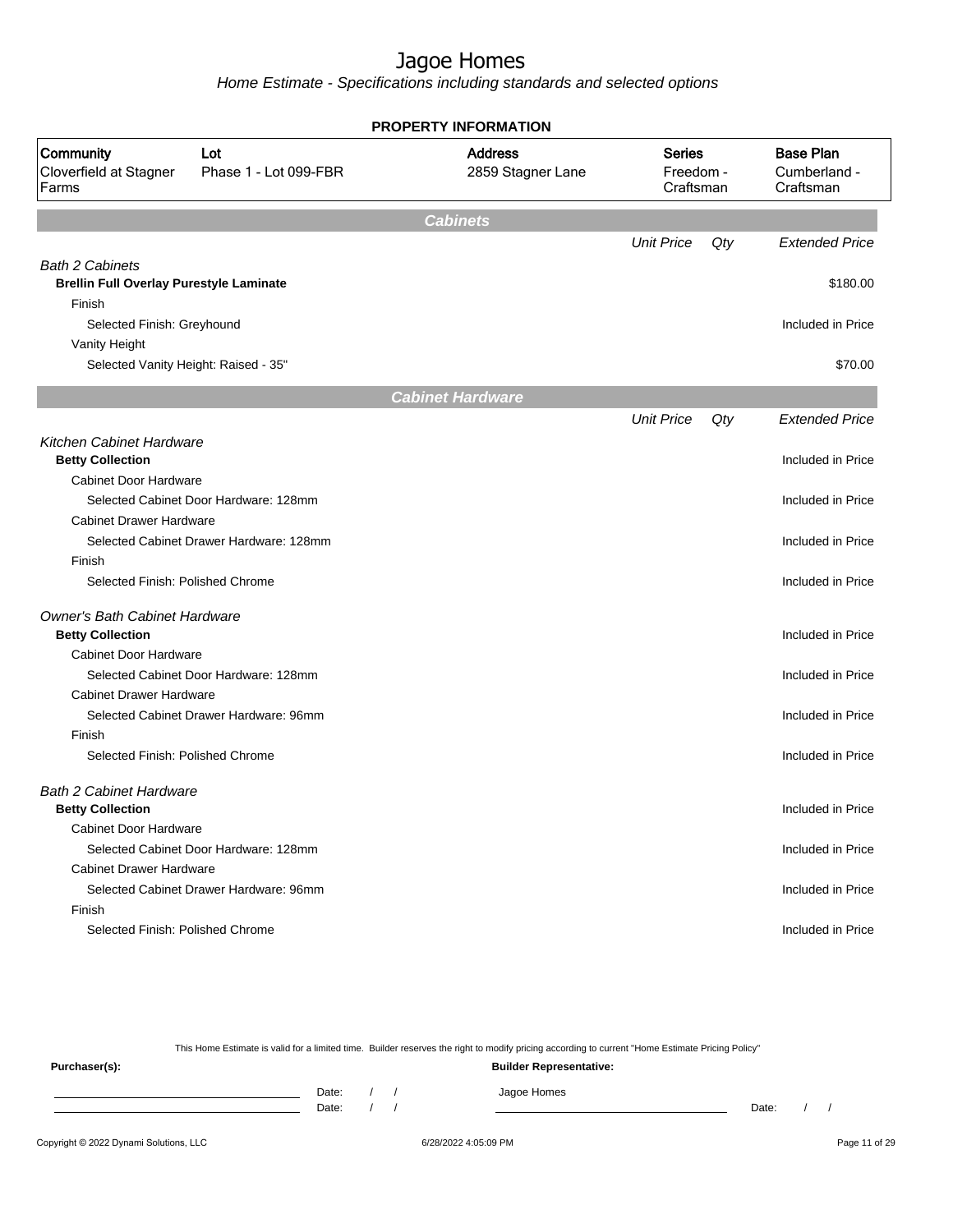# Jagoe Homes

*Home Estimate - Specifications including standards and selected options*

**PROPERTY INFORMATION**

| Community | Lot | Address | Series | Base Plan |
|---|---|---|---|---|
| Cloverfield at Stagner Farms | Phase 1 - Lot 099-FBR | 2859 Stagner Lane | Freedom - Craftsman | Cumberland - Craftsman |

## Cabinets

| | Unit Price | Qty | Extended Price |
|---|---|---|---|
| *Bath 2 Cabinets* | | | |
| **Brellin Full Overlay Purestyle Laminate** | | | $180.00 |
| Finish | | | |
| Selected Finish: Greyhound | | | Included in Price |
| Vanity Height | | | |
| Selected Vanity Height: Raised - 35" | | | $70.00 |

## Cabinet Hardware

| | Unit Price | Qty | Extended Price |
|---|---|---|---|
| *Kitchen Cabinet Hardware* | | | |
| **Betty Collection** | | | Included in Price |
| Cabinet Door Hardware | | | |
| Selected Cabinet Door Hardware: 128mm | | | Included in Price |
| Cabinet Drawer Hardware | | | |
| Selected Cabinet Drawer Hardware: 128mm | | | Included in Price |
| Finish | | | |
| Selected Finish: Polished Chrome | | | Included in Price |
| *Owner's Bath Cabinet Hardware* | | | |
| **Betty Collection** | | | Included in Price |
| Cabinet Door Hardware | | | |
| Selected Cabinet Door Hardware: 128mm | | | Included in Price |
| Cabinet Drawer Hardware | | | |
| Selected Cabinet Drawer Hardware: 96mm | | | Included in Price |
| Finish | | | |
| Selected Finish: Polished Chrome | | | Included in Price |
| *Bath 2 Cabinet Hardware* | | | |
| **Betty Collection** | | | Included in Price |
| Cabinet Door Hardware | | | |
| Selected Cabinet Door Hardware: 128mm | | | Included in Price |
| Cabinet Drawer Hardware | | | |
| Selected Cabinet Drawer Hardware: 96mm | | | Included in Price |
| Finish | | | |
| Selected Finish: Polished Chrome | | | Included in Price |

This Home Estimate is valid for a limited time. Builder reserves the right to modify pricing according to current "Home Estimate Pricing Policy"

**Purchaser(s):** | **Builder Representative:**

Date: / / | Jagoe Homes

Date: / / | Date: / /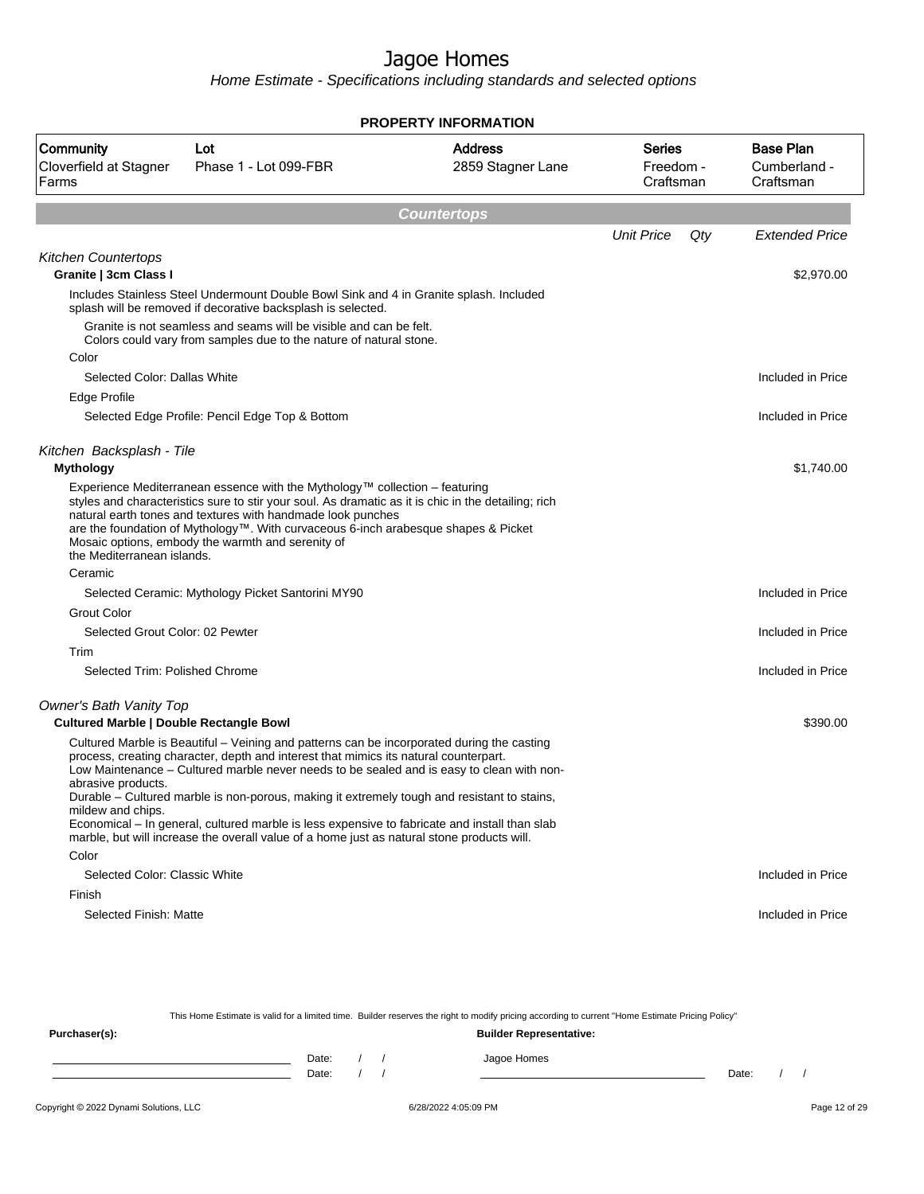# Jagoe Homes

*Home Estimate - Specifications including standards and selected options*

**PROPERTY INFORMATION**

| Community | Lot | Address | Series | Base Plan |
|---|---|---|---|---|
| Cloverfield at Stagner Farms | Phase 1 - Lot 099-FBR | 2859 Stagner Lane | Freedom - Craftsman | Cumberland - Craftsman |

## Countertops

| | Unit Price | Qty | Extended Price |
|---|---|---|---|
| *Kitchen Countertops* | | | |
| **Granite \| 3cm Class I** | | | $2,970.00 |
| Includes Stainless Steel Undermount Double Bowl Sink and 4 in Granite splash. Included splash will be removed if decorative backsplash is selected. | | | |
| Granite is not seamless and seams will be visible and can be felt. Colors could vary from samples due to the nature of natural stone. | | | |
| Color | | | |
| Selected Color: Dallas White | | | Included in Price |
| Edge Profile | | | |
| Selected Edge Profile: Pencil Edge Top & Bottom | | | Included in Price |
| *Kitchen Backsplash - Tile* | | | |
| **Mythology** | | | $1,740.00 |
| Experience Mediterranean essence with the Mythology™ collection – featuring styles and characteristics sure to stir your soul. As dramatic as it is chic in the detailing; rich natural earth tones and textures with handmade look punches are the foundation of Mythology™. With curvaceous 6-inch arabesque shapes & Picket Mosaic options, embody the warmth and serenity of the Mediterranean islands. | | | |
| Ceramic | | | |
| Selected Ceramic: Mythology Picket Santorini MY90 | | | Included in Price |
| Grout Color | | | |
| Selected Grout Color: 02 Pewter | | | Included in Price |
| Trim | | | |
| Selected Trim: Polished Chrome | | | Included in Price |
| *Owner's Bath Vanity Top* | | | |
| **Cultured Marble \| Double Rectangle Bowl** | | | $390.00 |
| Cultured Marble is Beautiful – Veining and patterns can be incorporated during the casting process, creating character, depth and interest that mimics its natural counterpart. Low Maintenance – Cultured marble never needs to be sealed and is easy to clean with non-abrasive products. Durable – Cultured marble is non-porous, making it extremely tough and resistant to stains, mildew and chips. Economical – In general, cultured marble is less expensive to fabricate and install than slab marble, but will increase the overall value of a home just as natural stone products will. | | | |
| Color | | | |
| Selected Color: Classic White | | | Included in Price |
| Finish | | | |
| Selected Finish: Matte | | | Included in Price |

This Home Estimate is valid for a limited time. Builder reserves the right to modify pricing according to current "Home Estimate Pricing Policy"

**Purchaser(s):**

______________________ Date: / /

______________________ Date: / /

**Builder Representative:**

Jagoe Homes

______________________ Date: / /

Copyright © 2022 Dynami Solutions, LLC — 6/28/2022 4:05:09 PM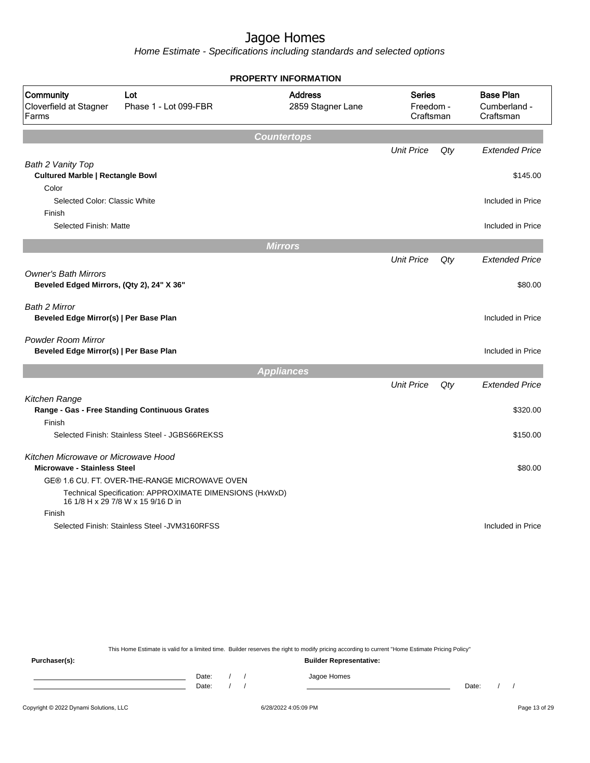# Jagoe Homes

*Home Estimate - Specifications including standards and selected options*

**PROPERTY INFORMATION**

| Community | Lot | Address | Series | Base Plan |
|---|---|---|---|---|
| Cloverfield at Stagner Farms | Phase 1 - Lot 099-FBR | 2859 Stagner Lane | Freedom - Craftsman | Cumberland - Craftsman |

## Countertops

| | Unit Price | Qty | Extended Price |
|---|---|---|---|
| *Bath 2 Vanity Top* | | | |
| **Cultured Marble \| Rectangle Bowl** | | | $145.00 |
| Color | | | |
| Selected Color: Classic White | | | Included in Price |
| Finish | | | |
| Selected Finish: Matte | | | Included in Price |

## Mirrors

| | Unit Price | Qty | Extended Price |
|---|---|---|---|
| *Owner's Bath Mirrors* | | | |
| **Beveled Edged Mirrors, (Qty 2), 24" X 36"** | | | $80.00 |
| *Bath 2 Mirror* | | | |
| **Beveled Edge Mirror(s) \| Per Base Plan** | | | Included in Price |
| *Powder Room Mirror* | | | |
| **Beveled Edge Mirror(s) \| Per Base Plan** | | | Included in Price |

## Appliances

| | Unit Price | Qty | Extended Price |
|---|---|---|---|
| *Kitchen Range* | | | |
| **Range - Gas - Free Standing Continuous Grates** | | | $320.00 |
| Finish | | | |
| Selected Finish: Stainless Steel - JGBS66REKSS | | | $150.00 |
| *Kitchen Microwave or Microwave Hood* | | | |
| **Microwave - Stainless Steel** | | | $80.00 |
| GE® 1.6 CU. FT. OVER-THE-RANGE MICROWAVE OVEN | | | |
| Technical Specification: APPROXIMATE DIMENSIONS (HxWxD) 16 1/8 H x 29 7/8 W x 15 9/16 D in | | | |
| Finish | | | |
| Selected Finish: Stainless Steel -JVM3160RFSS | | | Included in Price |

This Home Estimate is valid for a limited time. Builder reserves the right to modify pricing according to current "Home Estimate Pricing Policy"

**Purchaser(s):** 

Date: / /

Date: / /

**Builder Representative:**

Jagoe Homes

Date: / /

Copyright © 2022 Dynami Solutions, LLC — 6/28/2022 4:05:09 PM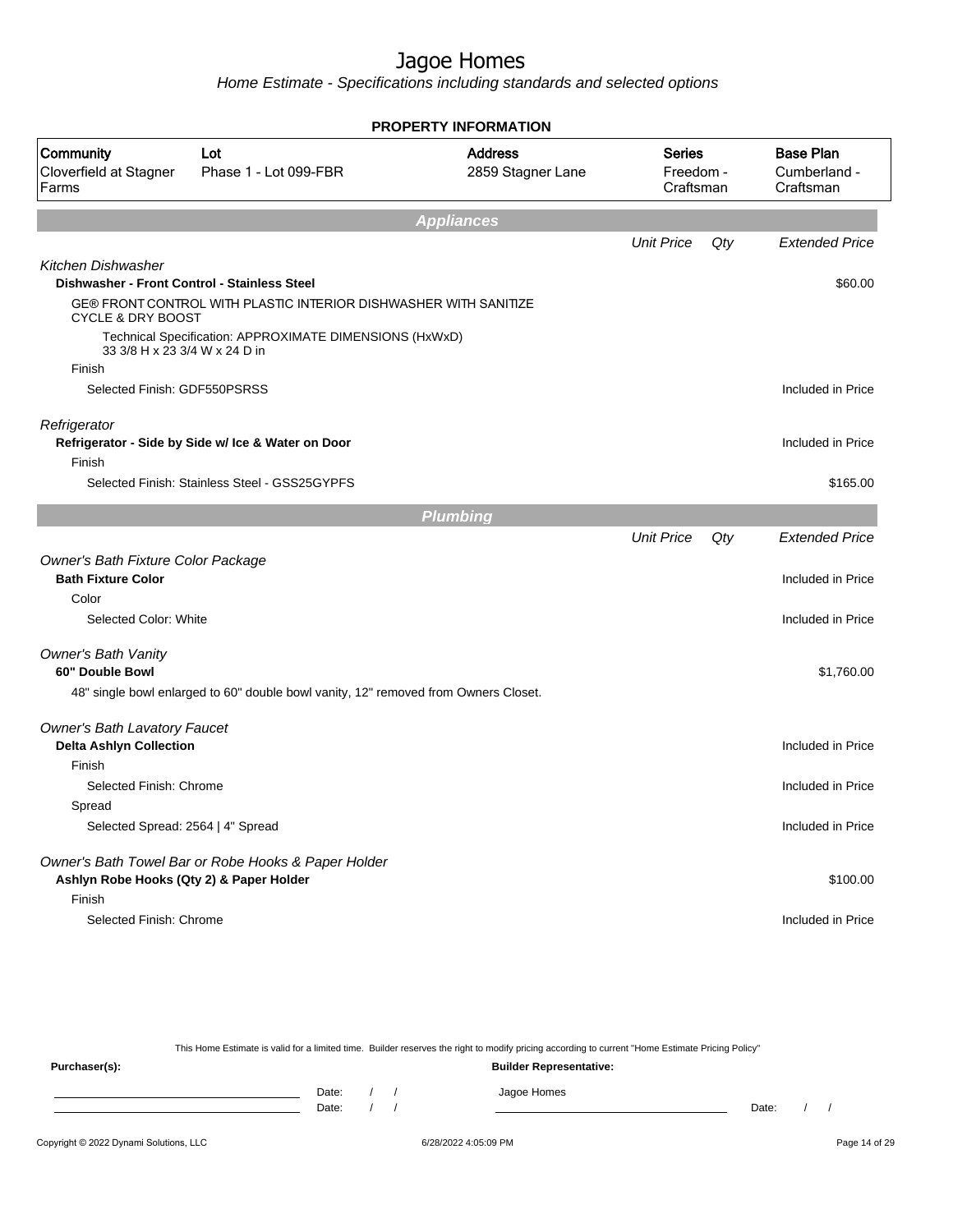# Jagoe Homes

*Home Estimate - Specifications including standards and selected options*

**PROPERTY INFORMATION**

| Community | Lot | Address | Series | Base Plan |
|---|---|---|---|---|
| Cloverfield at Stagner Farms | Phase 1 - Lot 099-FBR | 2859 Stagner Lane | Freedom - Craftsman | Cumberland - Craftsman |

## Appliances

| | Unit Price | Qty | Extended Price |
|---|---|---|---|
| *Kitchen Dishwasher* | | | |
| **Dishwasher - Front Control - Stainless Steel** | | | $60.00 |
| GE® FRONT CONTROL WITH PLASTIC INTERIOR DISHWASHER WITH SANITIZE CYCLE & DRY BOOST | | | |
| Technical Specification: APPROXIMATE DIMENSIONS (HxWxD) 33 3/8 H x 23 3/4 W x 24 D in | | | |
| Finish | | | |
| Selected Finish: GDF550PSRSS | | | Included in Price |
| *Refrigerator* | | | |
| **Refrigerator - Side by Side w/ Ice & Water on Door** | | | Included in Price |
| Finish | | | |
| Selected Finish: Stainless Steel - GSS25GYPFS | | | $165.00 |

## Plumbing

| | Unit Price | Qty | Extended Price |
|---|---|---|---|
| *Owner's Bath Fixture Color Package* | | | |
| **Bath Fixture Color** | | | Included in Price |
| Color | | | |
| Selected Color: White | | | Included in Price |
| *Owner's Bath Vanity* | | | |
| **60" Double Bowl** | | | $1,760.00 |
| 48" single bowl enlarged to 60" double bowl vanity, 12" removed from Owners Closet. | | | |
| *Owner's Bath Lavatory Faucet* | | | |
| **Delta Ashlyn Collection** | | | Included in Price |
| Finish | | | |
| Selected Finish: Chrome | | | Included in Price |
| Spread | | | |
| Selected Spread: 2564 \| 4" Spread | | | Included in Price |
| *Owner's Bath Towel Bar or Robe Hooks & Paper Holder* | | | |
| **Ashlyn Robe Hooks (Qty 2) & Paper Holder** | | | $100.00 |
| Finish | | | |
| Selected Finish: Chrome | | | Included in Price |

This Home Estimate is valid for a limited time. Builder reserves the right to modify pricing according to current "Home Estimate Pricing Policy"

**Purchaser(s):** Date: / / Date: / /

**Builder Representative:** Jagoe Homes Date: / /

Copyright © 2022 Dynami Solutions, LLC 6/28/2022 4:05:09 PM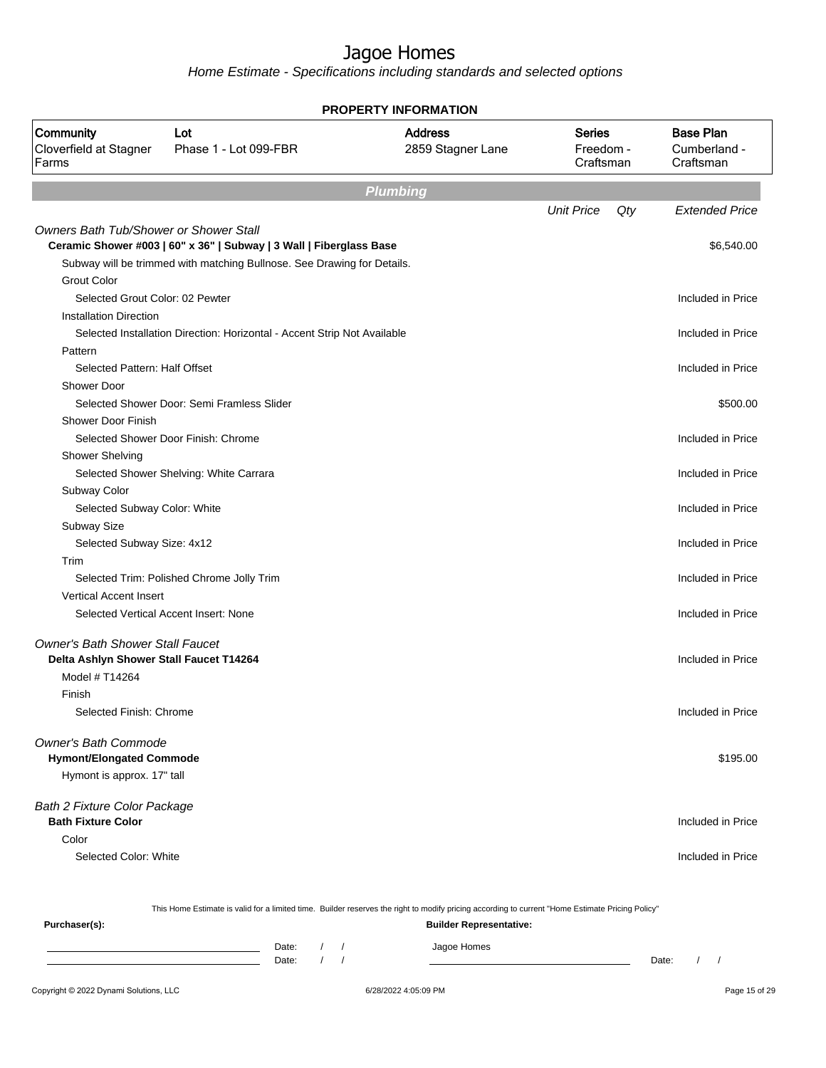# Jagoe Homes

*Home Estimate - Specifications including standards and selected options*

**PROPERTY INFORMATION**

| Community | Lot | Address | Series | Base Plan |
|---|---|---|---|---|
| Cloverfield at Stagner Farms | Phase 1 - Lot 099-FBR | 2859 Stagner Lane | Freedom - Craftsman | Cumberland - Craftsman |

## Plumbing

| | Unit Price | Qty | Extended Price |
|---|---|---|---|
| *Owners Bath Tub/Shower or Shower Stall* | | | |
| **Ceramic Shower #003 \| 60" x 36" \| Subway \| 3 Wall \| Fiberglass Base** | | | $6,540.00 |
| Subway will be trimmed with matching Bullnose. See Drawing for Details. | | | |
| Grout Color | | | |
| Selected Grout Color: 02 Pewter | | | Included in Price |
| Installation Direction | | | |
| Selected Installation Direction: Horizontal - Accent Strip Not Available | | | Included in Price |
| Pattern | | | |
| Selected Pattern: Half Offset | | | Included in Price |
| Shower Door | | | |
| Selected Shower Door: Semi Framless Slider | | | $500.00 |
| Shower Door Finish | | | |
| Selected Shower Door Finish: Chrome | | | Included in Price |
| Shower Shelving | | | |
| Selected Shower Shelving: White Carrara | | | Included in Price |
| Subway Color | | | |
| Selected Subway Color: White | | | Included in Price |
| Subway Size | | | |
| Selected Subway Size: 4x12 | | | Included in Price |
| Trim | | | |
| Selected Trim: Polished Chrome Jolly Trim | | | Included in Price |
| Vertical Accent Insert | | | |
| Selected Vertical Accent Insert: None | | | Included in Price |
| *Owner's Bath Shower Stall Faucet* | | | |
| **Delta Ashlyn Shower Stall Faucet T14264** | | | Included in Price |
| Model # T14264 | | | |
| Finish | | | |
| Selected Finish: Chrome | | | Included in Price |
| *Owner's Bath Commode* | | | |
| **Hymont/Elongated Commode** | | | $195.00 |
| Hymont is approx. 17" tall | | | |
| *Bath 2 Fixture Color Package* | | | |
| **Bath Fixture Color** | | | Included in Price |
| Color | | | |
| Selected Color: White | | | Included in Price |

This Home Estimate is valid for a limited time. Builder reserves the right to modify pricing according to current "Home Estimate Pricing Policy"

**Purchaser(s):** Date: / / Date: / /

**Builder Representative:** Jagoe Homes Date: / /

Copyright © 2022 Dynami Solutions, LLC 6/28/2022 4:05:09 PM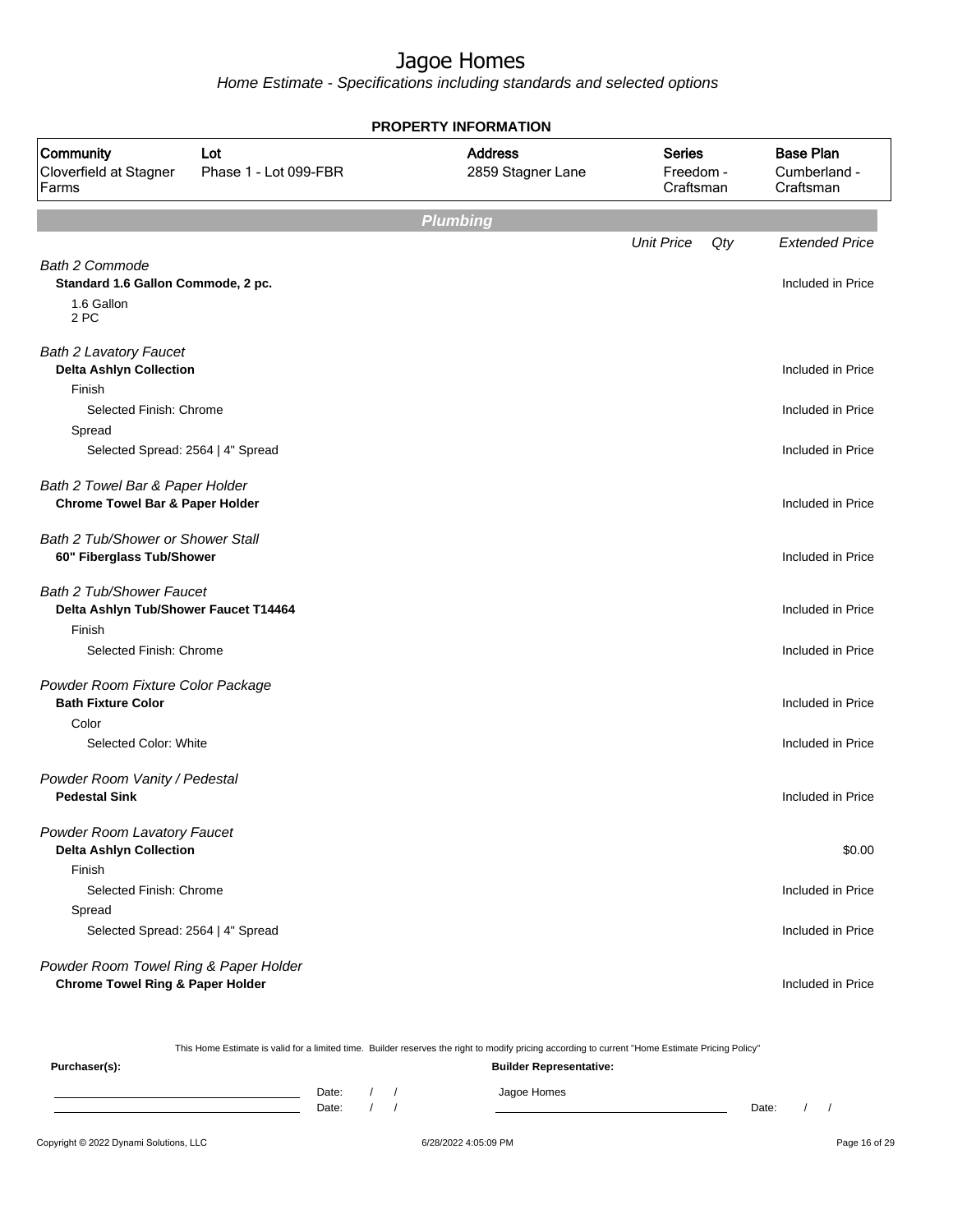# Jagoe Homes

*Home Estimate - Specifications including standards and selected options*

**PROPERTY INFORMATION**

| Community | Lot | Address | Series | Base Plan |
|---|---|---|---|---|
| Cloverfield at Stagner Farms | Phase 1 - Lot 099-FBR | 2859 Stagner Lane | Freedom - Craftsman | Cumberland - Craftsman |

## Plumbing

| | Unit Price | Qty | Extended Price |
|---|---|---|---|
| *Bath 2 Commode* | | | |
| **Standard 1.6 Gallon Commode, 2 pc.** | | | Included in Price |
| 1.6 Gallon<br>2 PC | | | |
| *Bath 2 Lavatory Faucet* | | | |
| **Delta Ashlyn Collection** | | | Included in Price |
| Finish | | | |
| Selected Finish: Chrome | | | Included in Price |
| Spread | | | |
| Selected Spread: 2564 \| 4" Spread | | | Included in Price |
| *Bath 2 Towel Bar & Paper Holder* | | | |
| **Chrome Towel Bar & Paper Holder** | | | Included in Price |
| *Bath 2 Tub/Shower or Shower Stall* | | | |
| **60" Fiberglass Tub/Shower** | | | Included in Price |
| *Bath 2 Tub/Shower Faucet* | | | |
| **Delta Ashlyn Tub/Shower Faucet T14464** | | | Included in Price |
| Finish | | | |
| Selected Finish: Chrome | | | Included in Price |
| *Powder Room Fixture Color Package* | | | |
| **Bath Fixture Color** | | | Included in Price |
| Color | | | |
| Selected Color: White | | | Included in Price |
| *Powder Room Vanity / Pedestal* | | | |
| **Pedestal Sink** | | | Included in Price |
| *Powder Room Lavatory Faucet* | | | |
| **Delta Ashlyn Collection** | | | $0.00 |
| Finish | | | |
| Selected Finish: Chrome | | | Included in Price |
| Spread | | | |
| Selected Spread: 2564 \| 4" Spread | | | Included in Price |
| *Powder Room Towel Ring & Paper Holder* | | | |
| **Chrome Towel Ring & Paper Holder** | | | Included in Price |

This Home Estimate is valid for a limited time. Builder reserves the right to modify pricing according to current "Home Estimate Pricing Policy"

**Purchaser(s):**

Date: / /

Date: / /

**Builder Representative:**

Jagoe Homes

Date: / /

Copyright © 2022 Dynami Solutions, LLC — 6/28/2022 4:05:09 PM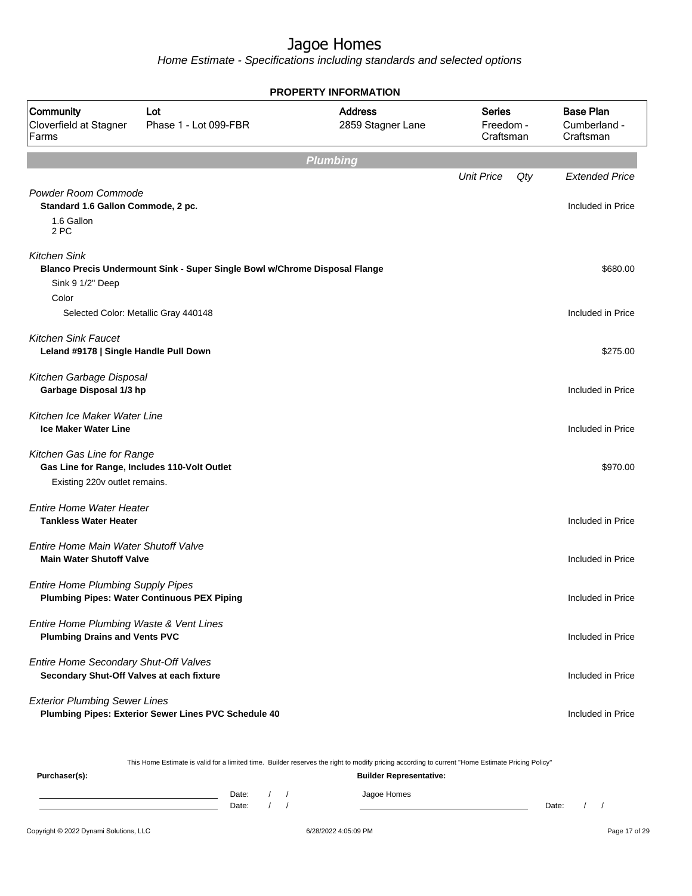# Jagoe Homes

*Home Estimate - Specifications including standards and selected options*

## PROPERTY INFORMATION

| Community | Lot | Address | Series | Base Plan |
|---|---|---|---|---|
| Cloverfield at Stagner Farms | Phase 1 - Lot 099-FBR | 2859 Stagner Lane | Freedom - Craftsman | Cumberland - Craftsman |

## Plumbing

| | Unit Price | Qty | Extended Price |
|---|---|---|---|
| *Powder Room Commode* | | | |
| **Standard 1.6 Gallon Commode, 2 pc.** | | | Included in Price |
| 1.6 Gallon<br>2 PC | | | |
| *Kitchen Sink* | | | |
| **Blanco Precis Undermount Sink - Super Single Bowl w/Chrome Disposal Flange** | | | $680.00 |
| Sink 9 1/2" Deep | | | |
| Color | | | |
| Selected Color: Metallic Gray 440148 | | | Included in Price |
| *Kitchen Sink Faucet* | | | |
| **Leland #9178 \| Single Handle Pull Down** | | | $275.00 |
| *Kitchen Garbage Disposal* | | | |
| **Garbage Disposal 1/3 hp** | | | Included in Price |
| *Kitchen Ice Maker Water Line* | | | |
| **Ice Maker Water Line** | | | Included in Price |
| *Kitchen Gas Line for Range* | | | |
| **Gas Line for Range, Includes 110-Volt Outlet** | | | $970.00 |
| Existing 220v outlet remains. | | | |
| *Entire Home Water Heater* | | | |
| **Tankless Water Heater** | | | Included in Price |
| *Entire Home Main Water Shutoff Valve* | | | |
| **Main Water Shutoff Valve** | | | Included in Price |
| *Entire Home Plumbing Supply Pipes* | | | |
| **Plumbing Pipes: Water Continuous PEX Piping** | | | Included in Price |
| *Entire Home Plumbing Waste & Vent Lines* | | | |
| **Plumbing Drains and Vents PVC** | | | Included in Price |
| *Entire Home Secondary Shut-Off Valves* | | | |
| **Secondary Shut-Off Valves at each fixture** | | | Included in Price |
| *Exterior Plumbing Sewer Lines* | | | |
| **Plumbing Pipes: Exterior Sewer Lines PVC Schedule 40** | | | Included in Price |

This Home Estimate is valid for a limited time. Builder reserves the right to modify pricing according to current "Home Estimate Pricing Policy"

**Purchaser(s):** **Builder Representative:**

Date: / /                Jagoe Homes

Date: / /                Date: / /

Copyright © 2022 Dynami Solutions, LLC    6/28/2022 4:05:09 PM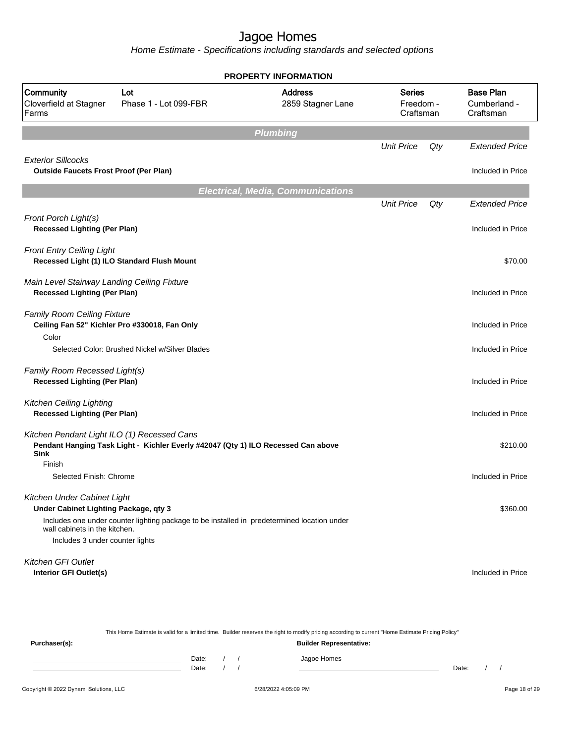# Jagoe Homes

*Home Estimate - Specifications including standards and selected options*

**PROPERTY INFORMATION**

| Community | Lot | Address | Series | Base Plan |
|---|---|---|---|---|
| Cloverfield at Stagner Farms | Phase 1 - Lot 099-FBR | 2859 Stagner Lane | Freedom - Craftsman | Cumberland - Craftsman |

## Plumbing

| | Unit Price | Qty | Extended Price |
|---|---|---|---|
| *Exterior Sillcocks* | | | |
| **Outside Faucets Frost Proof (Per Plan)** | | | Included in Price |

## Electrical, Media, Communications

| | Unit Price | Qty | Extended Price |
|---|---|---|---|
| *Front Porch Light(s)* | | | |
| **Recessed Lighting (Per Plan)** | | | Included in Price |
| *Front Entry Ceiling Light* | | | |
| **Recessed Light (1) ILO Standard Flush Mount** | | | $70.00 |
| *Main Level Stairway Landing Ceiling Fixture* | | | |
| **Recessed Lighting (Per Plan)** | | | Included in Price |
| *Family Room Ceiling Fixture* | | | |
| **Ceiling Fan 52" Kichler Pro #330018, Fan Only** | | | Included in Price |
| Color | | | |
| Selected Color: Brushed Nickel w/Silver Blades | | | Included in Price |
| *Family Room Recessed Light(s)* | | | |
| **Recessed Lighting (Per Plan)** | | | Included in Price |
| *Kitchen Ceiling Lighting* | | | |
| **Recessed Lighting (Per Plan)** | | | Included in Price |
| *Kitchen Pendant Light ILO (1) Recessed Cans* | | | |
| **Pendant Hanging Task Light - Kichler Everly #42047 (Qty 1) ILO Recessed Can above Sink** | | | $210.00 |
| Finish | | | |
| Selected Finish: Chrome | | | Included in Price |
| *Kitchen Under Cabinet Light* | | | |
| **Under Cabinet Lighting Package, qty 3** | | | $360.00 |
| Includes one under counter lighting package to be installed in predetermined location under wall cabinets in the kitchen. | | | |
| Includes 3 under counter lights | | | |
| *Kitchen GFI Outlet* | | | |
| **Interior GFI Outlet(s)** | | | Included in Price |

This Home Estimate is valid for a limited time. Builder reserves the right to modify pricing according to current "Home Estimate Pricing Policy"

**Purchaser(s):** Date: / / Date: / /

**Builder Representative:** Jagoe Homes Date: / /

Copyright © 2022 Dynami Solutions, LLC 6/28/2022 4:05:09 PM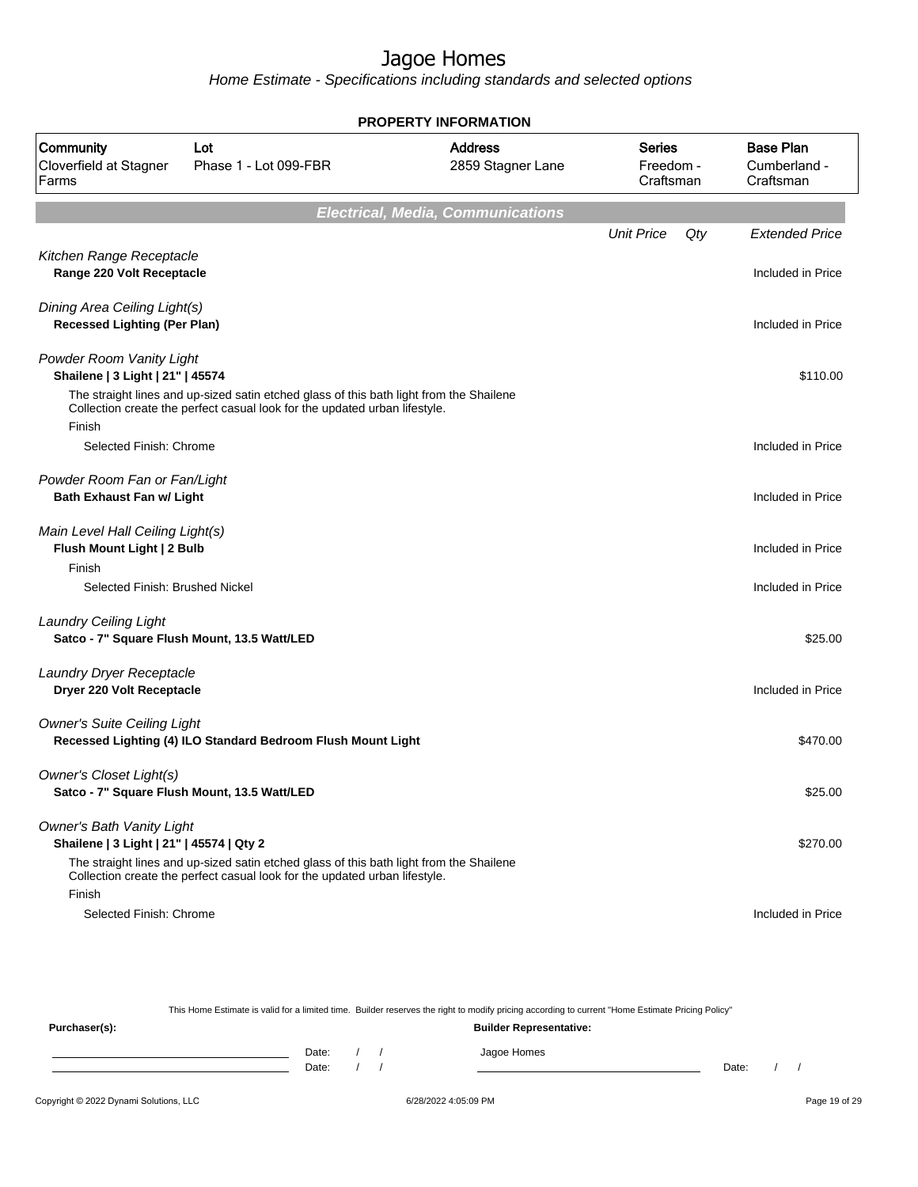# Jagoe Homes

*Home Estimate - Specifications including standards and selected options*

**PROPERTY INFORMATION**

| Community | Lot | Address | Series | Base Plan |
|---|---|---|---|---|
| Cloverfield at Stagner Farms | Phase 1 - Lot 099-FBR | 2859 Stagner Lane | Freedom - Craftsman | Cumberland - Craftsman |

## Electrical, Media, Communications

| | Unit Price | Qty | Extended Price |
|---|---|---|---|
| *Kitchen Range Receptacle* | | | |
| **Range 220 Volt Receptacle** | | | Included in Price |
| *Dining Area Ceiling Light(s)* | | | |
| **Recessed Lighting (Per Plan)** | | | Included in Price |
| *Powder Room Vanity Light* | | | |
| **Shailene \| 3 Light \| 21" \| 45574** | | | $110.00 |
| The straight lines and up-sized satin etched glass of this bath light from the Shailene Collection create the perfect casual look for the updated urban lifestyle. | | | |
| Finish | | | |
| Selected Finish: Chrome | | | Included in Price |
| *Powder Room Fan or Fan/Light* | | | |
| **Bath Exhaust Fan w/ Light** | | | Included in Price |
| *Main Level Hall Ceiling Light(s)* | | | |
| **Flush Mount Light \| 2 Bulb** | | | Included in Price |
| Finish | | | |
| Selected Finish: Brushed Nickel | | | Included in Price |
| *Laundry Ceiling Light* | | | |
| **Satco - 7" Square Flush Mount, 13.5 Watt/LED** | | | $25.00 |
| *Laundry Dryer Receptacle* | | | |
| **Dryer 220 Volt Receptacle** | | | Included in Price |
| *Owner's Suite Ceiling Light* | | | |
| **Recessed Lighting (4) ILO Standard Bedroom Flush Mount Light** | | | $470.00 |
| *Owner's Closet Light(s)* | | | |
| **Satco - 7" Square Flush Mount, 13.5 Watt/LED** | | | $25.00 |
| *Owner's Bath Vanity Light* | | | |
| **Shailene \| 3 Light \| 21" \| 45574 \| Qty 2** | | | $270.00 |
| The straight lines and up-sized satin etched glass of this bath light from the Shailene Collection create the perfect casual look for the updated urban lifestyle. | | | |
| Finish | | | |
| Selected Finish: Chrome | | | Included in Price |

This Home Estimate is valid for a limited time. Builder reserves the right to modify pricing according to current "Home Estimate Pricing Policy"

**Purchaser(s):**

Date: / /

Date: / /

**Builder Representative:**

Jagoe Homes

Date: / /

Copyright © 2022 Dynami Solutions, LLC — 6/28/2022 4:05:09 PM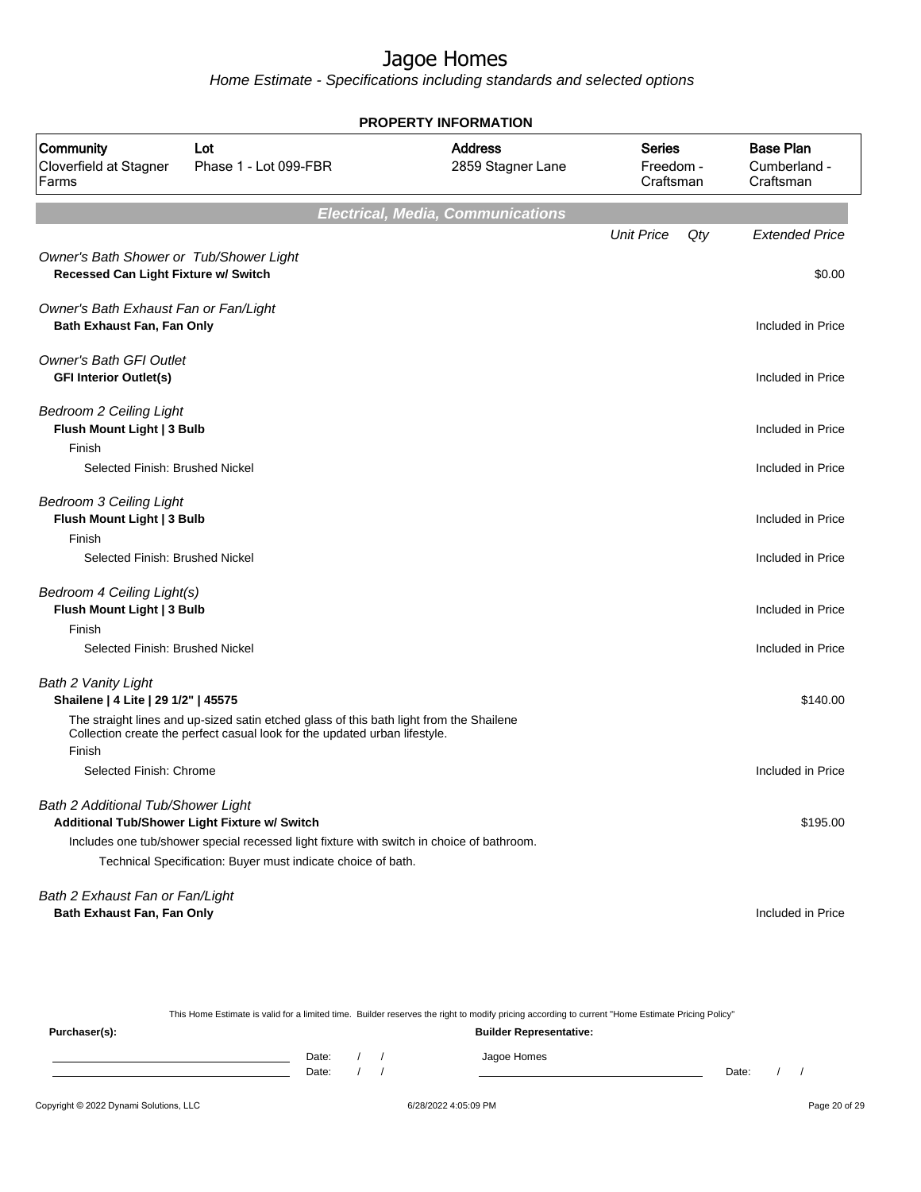# Jagoe Homes

*Home Estimate - Specifications including standards and selected options*

**PROPERTY INFORMATION**

| Community | Lot | Address | Series | Base Plan |
|---|---|---|---|---|
| Cloverfield at Stagner Farms | Phase 1 - Lot 099-FBR | 2859 Stagner Lane | Freedom - Craftsman | Cumberland - Craftsman |

## Electrical, Media, Communications

| | Unit Price | Qty | Extended Price |
|---|---|---|---|
| *Owner's Bath Shower or Tub/Shower Light* | | | |
| **Recessed Can Light Fixture w/ Switch** | | | $0.00 |
| *Owner's Bath Exhaust Fan or Fan/Light* | | | |
| **Bath Exhaust Fan, Fan Only** | | | Included in Price |
| *Owner's Bath GFI Outlet* | | | |
| **GFI Interior Outlet(s)** | | | Included in Price |
| *Bedroom 2 Ceiling Light* | | | |
| **Flush Mount Light \| 3 Bulb** | | | Included in Price |
| Finish | | | |
| Selected Finish: Brushed Nickel | | | Included in Price |
| *Bedroom 3 Ceiling Light* | | | |
| **Flush Mount Light \| 3 Bulb** | | | Included in Price |
| Finish | | | |
| Selected Finish: Brushed Nickel | | | Included in Price |
| *Bedroom 4 Ceiling Light(s)* | | | |
| **Flush Mount Light \| 3 Bulb** | | | Included in Price |
| Finish | | | |
| Selected Finish: Brushed Nickel | | | Included in Price |
| *Bath 2 Vanity Light* | | | |
| **Shailene \| 4 Lite \| 29 1/2" \| 45575** | | | $140.00 |
| The straight lines and up-sized satin etched glass of this bath light from the Shailene Collection create the perfect casual look for the updated urban lifestyle. | | | |
| Finish | | | |
| Selected Finish: Chrome | | | Included in Price |
| *Bath 2 Additional Tub/Shower Light* | | | |
| **Additional Tub/Shower Light Fixture w/ Switch** | | | $195.00 |
| Includes one tub/shower special recessed light fixture with switch in choice of bathroom. | | | |
| Technical Specification: Buyer must indicate choice of bath. | | | |
| *Bath 2 Exhaust Fan or Fan/Light* | | | |
| **Bath Exhaust Fan, Fan Only** | | | Included in Price |

This Home Estimate is valid for a limited time. Builder reserves the right to modify pricing according to current "Home Estimate Pricing Policy"

**Purchaser(s):**

Date: / /

Date: / /

**Builder Representative:**

Jagoe Homes

Date: / /

Copyright © 2022 Dynami Solutions, LLC — 6/28/2022 4:05:09 PM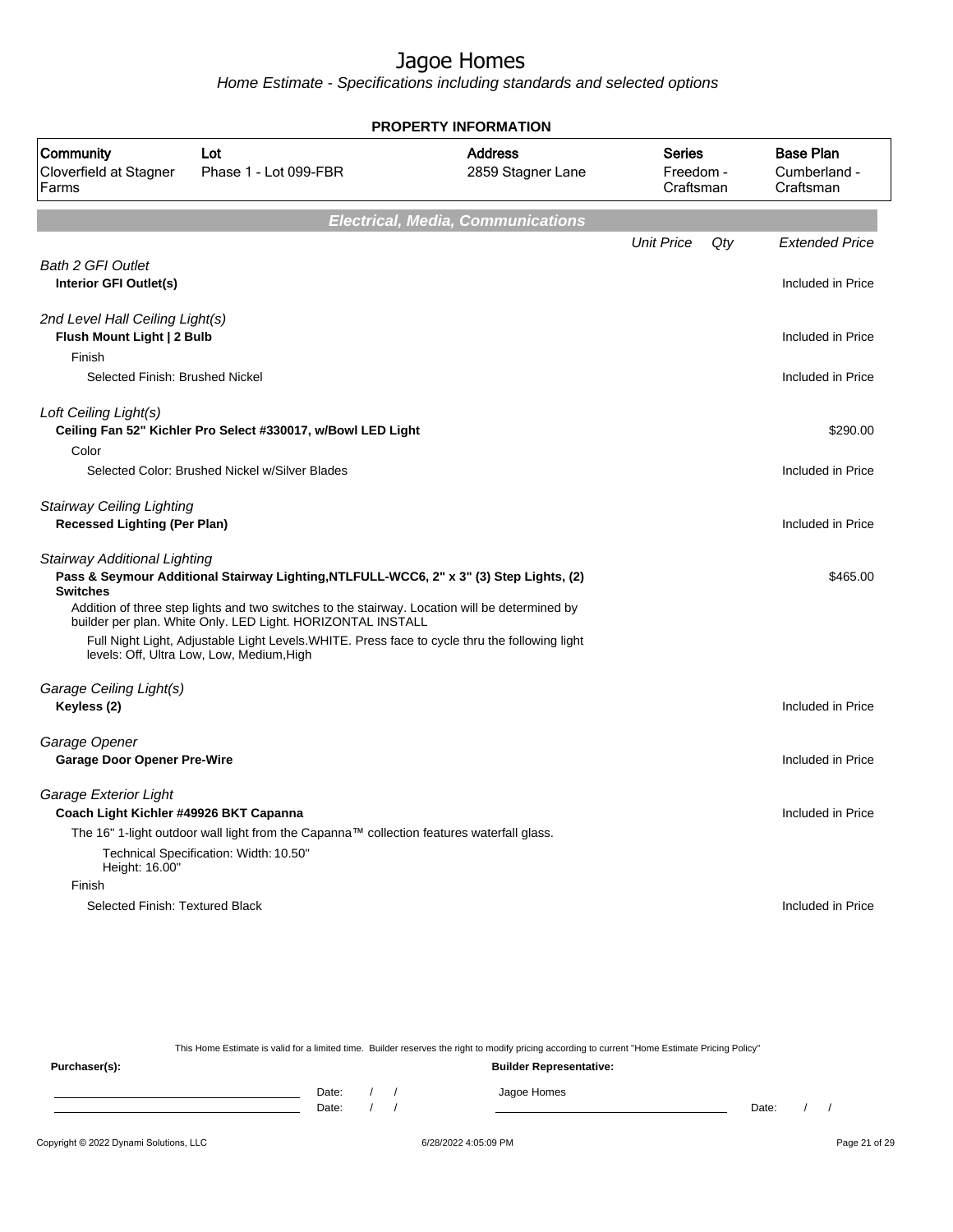# Jagoe Homes

Home Estimate - Specifications including standards and selected options

**PROPERTY INFORMATION**

| Community | Lot | Address | Series | Base Plan |
|---|---|---|---|---|
| Cloverfield at Stagner Farms | Phase 1 - Lot 099-FBR | 2859 Stagner Lane | Freedom - Craftsman | Cumberland - Craftsman |

## Electrical, Media, Communications

| | Unit Price | Qty | Extended Price |
|---|---|---|---|
| *Bath 2 GFI Outlet* | | | |
| **Interior GFI Outlet(s)** | | | Included in Price |
| *2nd Level Hall Ceiling Light(s)* | | | |
| **Flush Mount Light \| 2 Bulb** | | | Included in Price |
| Finish | | | |
| Selected Finish: Brushed Nickel | | | Included in Price |
| *Loft Ceiling Light(s)* | | | |
| **Ceiling Fan 52" Kichler Pro Select #330017, w/Bowl LED Light** | | | $290.00 |
| Color | | | |
| Selected Color: Brushed Nickel w/Silver Blades | | | Included in Price |
| *Stairway Ceiling Lighting* | | | |
| **Recessed Lighting (Per Plan)** | | | Included in Price |
| *Stairway Additional Lighting* | | | |
| **Pass & Seymour Additional Stairway Lighting,NTLFULL-WCC6, 2" x 3" (3) Step Lights, (2) Switches** | | | $465.00 |
| Addition of three step lights and two switches to the stairway. Location will be determined by builder per plan. White Only. LED Light. HORIZONTAL INSTALL | | | |
| Full Night Light, Adjustable Light Levels.WHITE. Press face to cycle thru the following light levels: Off, Ultra Low, Low, Medium,High | | | |
| *Garage Ceiling Light(s)* | | | |
| **Keyless (2)** | | | Included in Price |
| *Garage Opener* | | | |
| **Garage Door Opener Pre-Wire** | | | Included in Price |
| *Garage Exterior Light* | | | |
| **Coach Light Kichler #49926 BKT Capanna** | | | Included in Price |
| The 16" 1-light outdoor wall light from the Capanna™ collection features waterfall glass. | | | |
| Technical Specification: Width: 10.50" Height: 16.00" | | | |
| Finish | | | |
| Selected Finish: Textured Black | | | Included in Price |

This Home Estimate is valid for a limited time. Builder reserves the right to modify pricing according to current "Home Estimate Pricing Policy"

**Purchaser(s):** **Builder Representative:**

Date: / / Jagoe Homes

Date: / / Date: / /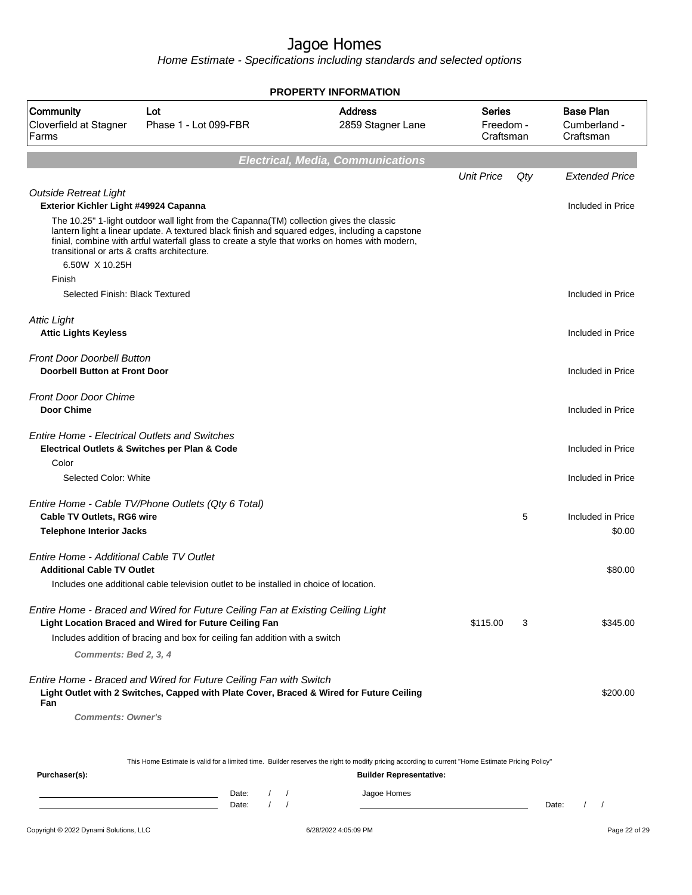# Jagoe Homes

Home Estimate - Specifications including standards and selected options

**PROPERTY INFORMATION**

| Community | Lot | Address | Series | Base Plan |
|---|---|---|---|---|
| Cloverfield at Stagner Farms | Phase 1 - Lot 099-FBR | 2859 Stagner Lane | Freedom - Craftsman | Cumberland - Craftsman |

## Electrical, Media, Communications

| | Unit Price | Qty | Extended Price |
|---|---|---|---|
| *Outside Retreat Light* | | | |
| **Exterior Kichler Light #49924 Capanna** | | | Included in Price |
| The 10.25" 1-light outdoor wall light from the Capanna(TM) collection gives the classic lantern light a linear update. A textured black finish and squared edges, including a capstone finial, combine with artful waterfall glass to create a style that works on homes with modern, transitional or arts & crafts architecture. | | | |
| 6.50W X 10.25H | | | |
| Finish | | | |
| Selected Finish: Black Textured | | | Included in Price |
| *Attic Light* | | | |
| **Attic Lights Keyless** | | | Included in Price |
| *Front Door Doorbell Button* | | | |
| **Doorbell Button at Front Door** | | | Included in Price |
| *Front Door Door Chime* | | | |
| **Door Chime** | | | Included in Price |
| *Entire Home - Electrical Outlets and Switches* | | | |
| **Electrical Outlets & Switches per Plan & Code** | | | Included in Price |
| Color | | | |
| Selected Color: White | | | Included in Price |
| *Entire Home - Cable TV/Phone Outlets (Qty 6 Total)* | | | |
| **Cable TV Outlets, RG6 wire** | | 5 | Included in Price |
| **Telephone Interior Jacks** | | | $0.00 |
| *Entire Home - Additional Cable TV Outlet* | | | |
| **Additional Cable TV Outlet** | | | $80.00 |
| Includes one additional cable television outlet to be installed in choice of location. | | | |
| *Entire Home - Braced and Wired for Future Ceiling Fan at Existing Ceiling Light* | | | |
| **Light Location Braced and Wired for Future Ceiling Fan** | $115.00 | 3 | $345.00 |
| Includes addition of bracing and box for ceiling fan addition with a switch | | | |
| ***Comments: Bed 2, 3, 4*** | | | |
| *Entire Home - Braced and Wired for Future Ceiling Fan with Switch* | | | |
| **Light Outlet with 2 Switches, Capped with Plate Cover, Braced & Wired for Future Ceiling Fan** | | | $200.00 |
| ***Comments: Owner's*** | | | |

This Home Estimate is valid for a limited time. Builder reserves the right to modify pricing according to current "Home Estimate Pricing Policy"

**Purchaser(s):** ______________________ Date: / /

______________________ Date: / /

**Builder Representative:** Jagoe Homes

______________________ Date: / /

Copyright © 2022 Dynami Solutions, LLC 6/28/2022 4:05:09 PM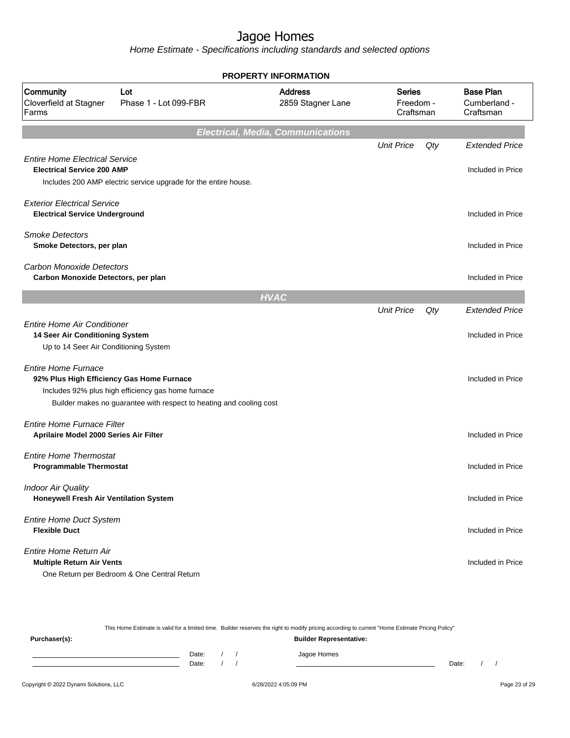# Jagoe Homes

*Home Estimate - Specifications including standards and selected options*

**PROPERTY INFORMATION**

| Community | Lot | Address | Series | Base Plan |
|---|---|---|---|---|
| Cloverfield at Stagner Farms | Phase 1 - Lot 099-FBR | 2859 Stagner Lane | Freedom - Craftsman | Cumberland - Craftsman |

## Electrical, Media, Communications

| | Unit Price | Qty | Extended Price |
|---|---|---|---|
| *Entire Home Electrical Service* | | | |
| **Electrical Service 200 AMP** | | | Included in Price |
| Includes 200 AMP electric service upgrade for the entire house. | | | |
| *Exterior Electrical Service* | | | |
| **Electrical Service Underground** | | | Included in Price |
| *Smoke Detectors* | | | |
| **Smoke Detectors, per plan** | | | Included in Price |
| *Carbon Monoxide Detectors* | | | |
| **Carbon Monoxide Detectors, per plan** | | | Included in Price |

## HVAC

| | Unit Price | Qty | Extended Price |
|---|---|---|---|
| *Entire Home Air Conditioner* | | | |
| **14 Seer Air Conditioning System** | | | Included in Price |
| Up to 14 Seer Air Conditioning System | | | |
| *Entire Home Furnace* | | | |
| **92% Plus High Efficiency Gas Home Furnace** | | | Included in Price |
| Includes 92% plus high efficiency gas home furnace | | | |
| Builder makes no guarantee with respect to heating and cooling cost | | | |
| *Entire Home Furnace Filter* | | | |
| **Aprilaire Model 2000 Series Air Filter** | | | Included in Price |
| *Entire Home Thermostat* | | | |
| **Programmable Thermostat** | | | Included in Price |
| *Indoor Air Quality* | | | |
| **Honeywell Fresh Air Ventilation System** | | | Included in Price |
| *Entire Home Duct System* | | | |
| **Flexible Duct** | | | Included in Price |
| *Entire Home Return Air* | | | |
| **Multiple Return Air Vents** | | | Included in Price |
| One Return per Bedroom & One Central Return | | | |

This Home Estimate is valid for a limited time. Builder reserves the right to modify pricing according to current "Home Estimate Pricing Policy"

**Purchaser(s):** **Builder Representative:**

Date: / /　　Jagoe Homes

Date: / /　　Date: / /

Copyright © 2022 Dynami Solutions, LLC　　6/28/2022 4:05:09 PM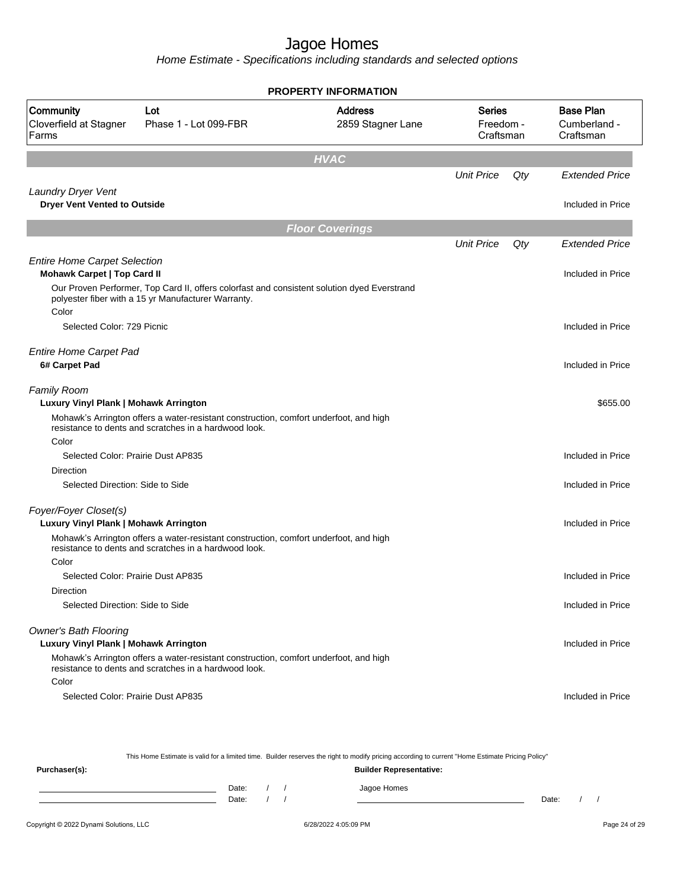# Jagoe Homes

Home Estimate - Specifications including standards and selected options

**PROPERTY INFORMATION**

| Community | Lot | Address | Series | Base Plan |
|---|---|---|---|---|
| Cloverfield at Stagner Farms | Phase 1 - Lot 099-FBR | 2859 Stagner Lane | Freedom - Craftsman | Cumberland - Craftsman |

## HVAC

| | Unit Price | Qty | Extended Price |
|---|---|---|---|
| *Laundry Dryer Vent* | | | |
| **Dryer Vent Vented to Outside** | | | Included in Price |

## Floor Coverings

| | Unit Price | Qty | Extended Price |
|---|---|---|---|
| *Entire Home Carpet Selection* | | | |
| **Mohawk Carpet \| Top Card II** | | | Included in Price |
| Our Proven Performer, Top Card II, offers colorfast and consistent solution dyed Everstrand polyester fiber with a 15 yr Manufacturer Warranty. | | | |
| Color | | | |
| Selected Color: 729 Picnic | | | Included in Price |
| *Entire Home Carpet Pad* | | | |
| **6# Carpet Pad** | | | Included in Price |
| *Family Room* | | | |
| **Luxury Vinyl Plank \| Mohawk Arrington** | | | $655.00 |
| Mohawk's Arrington offers a water-resistant construction, comfort underfoot, and high resistance to dents and scratches in a hardwood look. | | | |
| Color | | | |
| Selected Color: Prairie Dust AP835 | | | Included in Price |
| Direction | | | |
| Selected Direction: Side to Side | | | Included in Price |
| *Foyer/Foyer Closet(s)* | | | |
| **Luxury Vinyl Plank \| Mohawk Arrington** | | | Included in Price |
| Mohawk's Arrington offers a water-resistant construction, comfort underfoot, and high resistance to dents and scratches in a hardwood look. | | | |
| Color | | | |
| Selected Color: Prairie Dust AP835 | | | Included in Price |
| Direction | | | |
| Selected Direction: Side to Side | | | Included in Price |
| *Owner's Bath Flooring* | | | |
| **Luxury Vinyl Plank \| Mohawk Arrington** | | | Included in Price |
| Mohawk's Arrington offers a water-resistant construction, comfort underfoot, and high resistance to dents and scratches in a hardwood look. | | | |
| Color | | | |
| Selected Color: Prairie Dust AP835 | | | Included in Price |

This Home Estimate is valid for a limited time. Builder reserves the right to modify pricing according to current "Home Estimate Pricing Policy"

**Purchaser(s):** Date: / / Date: / /

**Builder Representative:** Jagoe Homes Date: / /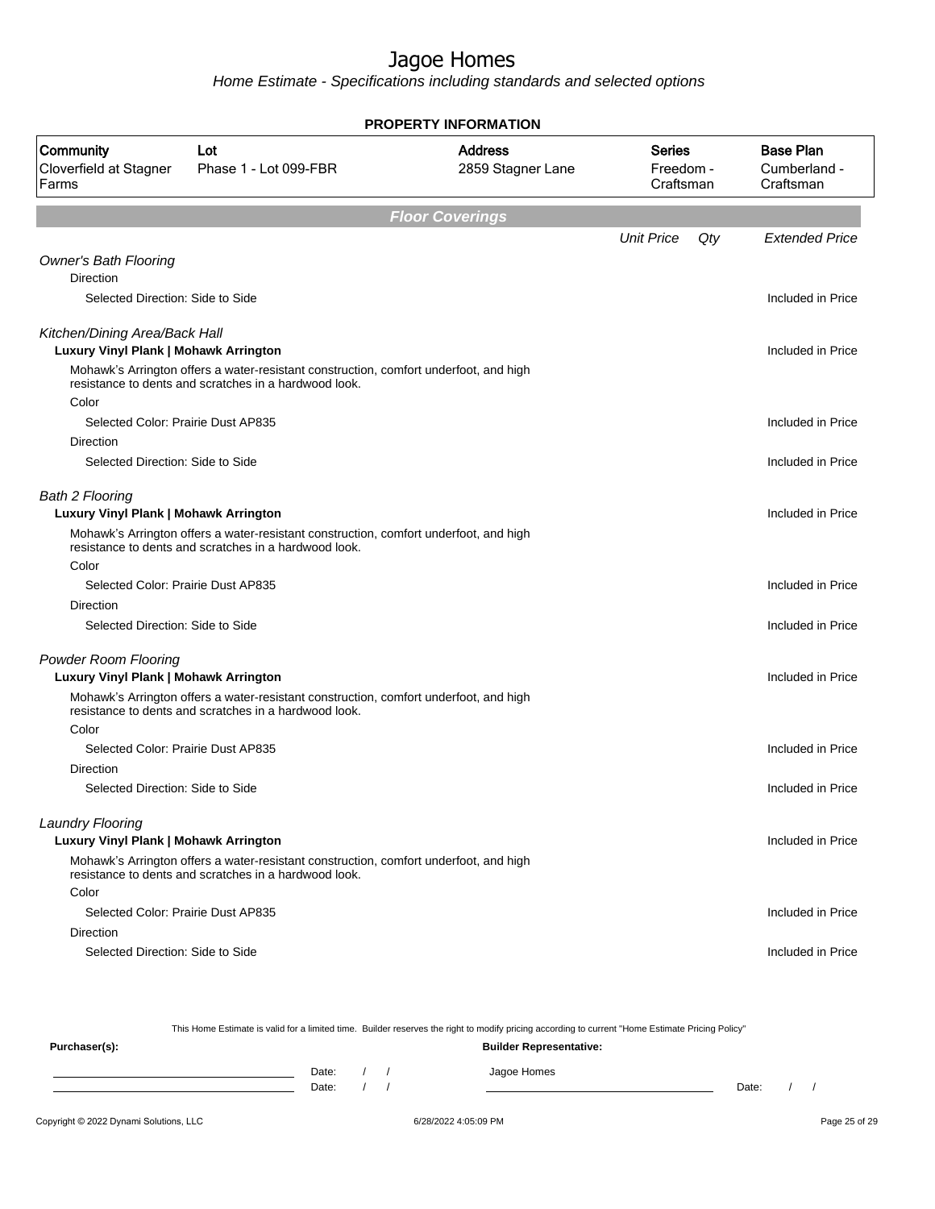# Jagoe Homes

*Home Estimate - Specifications including standards and selected options*

**PROPERTY INFORMATION**

| Community | Lot | Address | Series | Base Plan |
|---|---|---|---|---|
| Cloverfield at Stagner Farms | Phase 1 - Lot 099-FBR | 2859 Stagner Lane | Freedom - Craftsman | Cumberland - Craftsman |

## Floor Coverings

| | Unit Price | Qty | Extended Price |
|---|---|---|---|
| *Owner's Bath Flooring* | | | |
| Direction | | | |
| Selected Direction: Side to Side | | | Included in Price |
| *Kitchen/Dining Area/Back Hall* | | | |
| **Luxury Vinyl Plank \| Mohawk Arrington** | | | Included in Price |
| Mohawk's Arrington offers a water-resistant construction, comfort underfoot, and high resistance to dents and scratches in a hardwood look. | | | |
| Color | | | |
| Selected Color: Prairie Dust AP835 | | | Included in Price |
| Direction | | | |
| Selected Direction: Side to Side | | | Included in Price |
| *Bath 2 Flooring* | | | |
| **Luxury Vinyl Plank \| Mohawk Arrington** | | | Included in Price |
| Mohawk's Arrington offers a water-resistant construction, comfort underfoot, and high resistance to dents and scratches in a hardwood look. | | | |
| Color | | | |
| Selected Color: Prairie Dust AP835 | | | Included in Price |
| Direction | | | |
| Selected Direction: Side to Side | | | Included in Price |
| *Powder Room Flooring* | | | |
| **Luxury Vinyl Plank \| Mohawk Arrington** | | | Included in Price |
| Mohawk's Arrington offers a water-resistant construction, comfort underfoot, and high resistance to dents and scratches in a hardwood look. | | | |
| Color | | | |
| Selected Color: Prairie Dust AP835 | | | Included in Price |
| Direction | | | |
| Selected Direction: Side to Side | | | Included in Price |
| *Laundry Flooring* | | | |
| **Luxury Vinyl Plank \| Mohawk Arrington** | | | Included in Price |
| Mohawk's Arrington offers a water-resistant construction, comfort underfoot, and high resistance to dents and scratches in a hardwood look. | | | |
| Color | | | |
| Selected Color: Prairie Dust AP835 | | | Included in Price |
| Direction | | | |
| Selected Direction: Side to Side | | | Included in Price |

This Home Estimate is valid for a limited time. Builder reserves the right to modify pricing according to current "Home Estimate Pricing Policy"

**Purchaser(s):** **Builder Representative:**

Date: / / Jagoe Homes

Date: / / Date: / /

Copyright © 2022 Dynami Solutions, LLC 6/28/2022 4:05:09 PM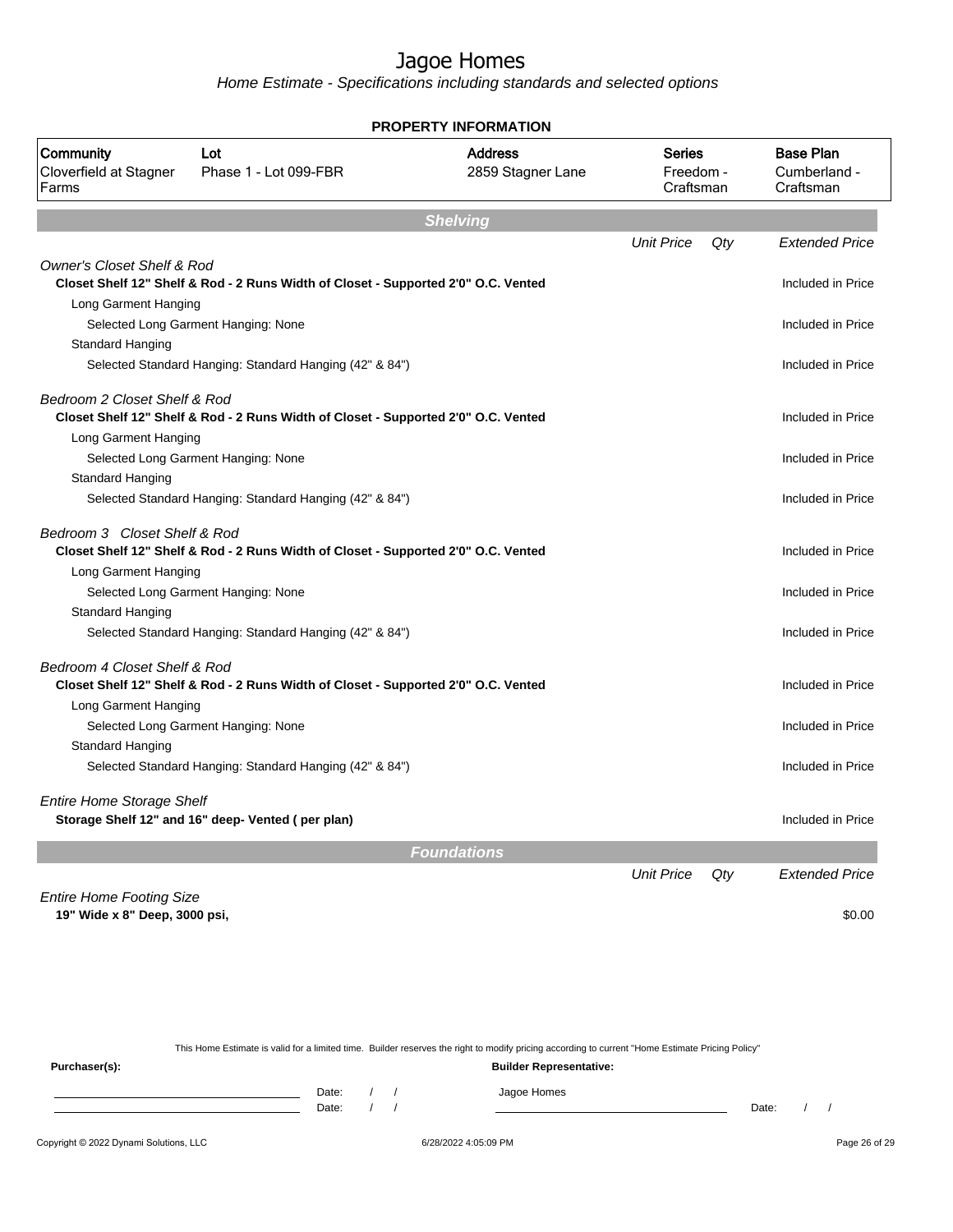# Jagoe Homes

*Home Estimate - Specifications including standards and selected options*

**PROPERTY INFORMATION**

| Community | Lot | Address | Series | Base Plan |
|---|---|---|---|---|
| Cloverfield at Stagner Farms | Phase 1 - Lot 099-FBR | 2859 Stagner Lane | Freedom - Craftsman | Cumberland - Craftsman |

## Shelving

| | Unit Price | Qty | Extended Price |
|---|---|---|---|
| *Owner's Closet Shelf & Rod* | | | |
| **Closet Shelf 12" Shelf & Rod - 2 Runs Width of Closet - Supported 2'0" O.C. Vented** | | | Included in Price |
| Long Garment Hanging | | | |
| Selected Long Garment Hanging: None | | | Included in Price |
| Standard Hanging | | | |
| Selected Standard Hanging: Standard Hanging (42" & 84") | | | Included in Price |
| *Bedroom 2 Closet Shelf & Rod* | | | |
| **Closet Shelf 12" Shelf & Rod - 2 Runs Width of Closet - Supported 2'0" O.C. Vented** | | | Included in Price |
| Long Garment Hanging | | | |
| Selected Long Garment Hanging: None | | | Included in Price |
| Standard Hanging | | | |
| Selected Standard Hanging: Standard Hanging (42" & 84") | | | Included in Price |
| *Bedroom 3 Closet Shelf & Rod* | | | |
| **Closet Shelf 12" Shelf & Rod - 2 Runs Width of Closet - Supported 2'0" O.C. Vented** | | | Included in Price |
| Long Garment Hanging | | | |
| Selected Long Garment Hanging: None | | | Included in Price |
| Standard Hanging | | | |
| Selected Standard Hanging: Standard Hanging (42" & 84") | | | Included in Price |
| *Bedroom 4 Closet Shelf & Rod* | | | |
| **Closet Shelf 12" Shelf & Rod - 2 Runs Width of Closet - Supported 2'0" O.C. Vented** | | | Included in Price |
| Long Garment Hanging | | | |
| Selected Long Garment Hanging: None | | | Included in Price |
| Standard Hanging | | | |
| Selected Standard Hanging: Standard Hanging (42" & 84") | | | Included in Price |
| *Entire Home Storage Shelf* | | | |
| **Storage Shelf 12" and 16" deep- Vented ( per plan)** | | | Included in Price |

## Foundations

| | Unit Price | Qty | Extended Price |
|---|---|---|---|
| *Entire Home Footing Size* | | | |
| **19" Wide x 8" Deep, 3000 psi,** | | | $0.00 |

This Home Estimate is valid for a limited time. Builder reserves the right to modify pricing according to current "Home Estimate Pricing Policy"

**Purchaser(s):** **Builder Representative:**

Date: / /
Date: / /

Jagoe Homes

Date: / /

Copyright © 2022 Dynami Solutions, LLC 6/28/2022 4:05:09 PM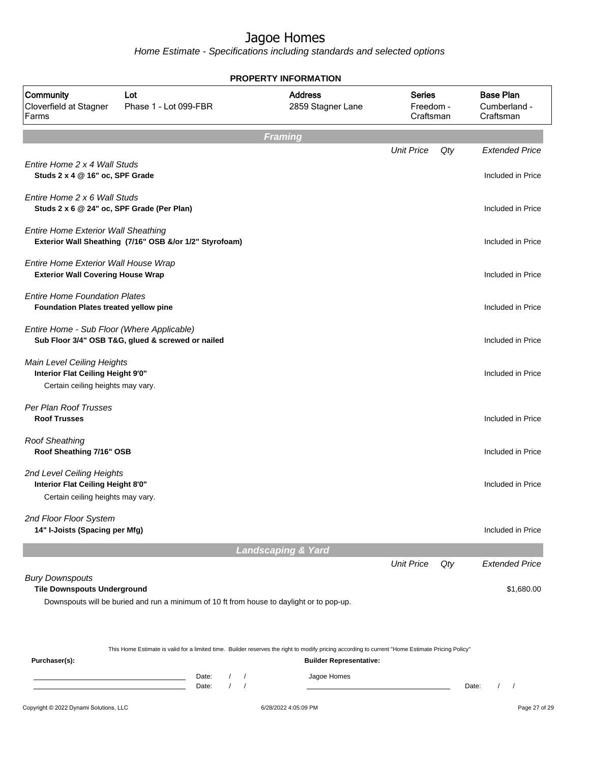# Jagoe Homes

*Home Estimate - Specifications including standards and selected options*

**PROPERTY INFORMATION**

| Community | Lot | Address | Series | Base Plan |
|---|---|---|---|---|
| Cloverfield at Stagner Farms | Phase 1 - Lot 099-FBR | 2859 Stagner Lane | Freedom - Craftsman | Cumberland - Craftsman |

## Framing

| | Unit Price | Qty | Extended Price |
|---|---|---|---|
| *Entire Home 2 x 4 Wall Studs*<br>**Studs 2 x 4 @ 16" oc, SPF Grade** | | | Included in Price |
| *Entire Home 2 x 6 Wall Studs*<br>**Studs 2 x 6 @ 24" oc, SPF Grade (Per Plan)** | | | Included in Price |
| *Entire Home Exterior Wall Sheathing*<br>**Exterior Wall Sheathing (7/16" OSB &/or 1/2" Styrofoam)** | | | Included in Price |
| *Entire Home Exterior Wall House Wrap*<br>**Exterior Wall Covering House Wrap** | | | Included in Price |
| *Entire Home Foundation Plates*<br>**Foundation Plates treated yellow pine** | | | Included in Price |
| *Entire Home - Sub Floor (Where Applicable)*<br>**Sub Floor 3/4" OSB T&G, glued & screwed or nailed** | | | Included in Price |
| *Main Level Ceiling Heights*<br>**Interior Flat Ceiling Height 9'0"**<br>Certain ceiling heights may vary. | | | Included in Price |
| *Per Plan Roof Trusses*<br>**Roof Trusses** | | | Included in Price |
| *Roof Sheathing*<br>**Roof Sheathing 7/16" OSB** | | | Included in Price |
| *2nd Level Ceiling Heights*<br>**Interior Flat Ceiling Height 8'0"**<br>Certain ceiling heights may vary. | | | Included in Price |
| *2nd Floor Floor System*<br>**14" I-Joists (Spacing per Mfg)** | | | Included in Price |

## Landscaping & Yard

| | Unit Price | Qty | Extended Price |
|---|---|---|---|
| *Bury Downspouts*<br>**Tile Downspouts Underground**<br>Downspouts will be buried and run a minimum of 10 ft from house to daylight or to pop-up. | | | $1,680.00 |

This Home Estimate is valid for a limited time. Builder reserves the right to modify pricing according to current "Home Estimate Pricing Policy"

**Purchaser(s):** ______________________ Date: / / 
______________________ Date: / /

**Builder Representative:** Jagoe Homes ______________________ Date: / /

Copyright © 2022 Dynami Solutions, LLC — 6/28/2022 4:05:09 PM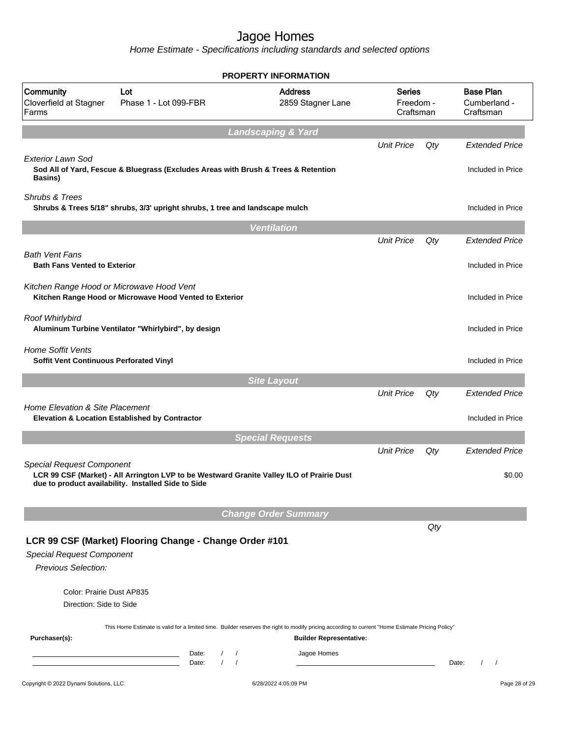# Jagoe Homes

*Home Estimate - Specifications including standards and selected options*

**PROPERTY INFORMATION**

| Community | Lot | Address | Series | Base Plan |
|---|---|---|---|---|
| Cloverfield at Stagner Farms | Phase 1 - Lot 099-FBR | 2859 Stagner Lane | Freedom - Craftsman | Cumberland - Craftsman |

## Landscaping & Yard

| | Unit Price | Qty | Extended Price |
|---|---|---|---|
| *Exterior Lawn Sod*<br>**Sod All of Yard, Fescue & Bluegrass (Excludes Areas with Brush & Trees & Retention Basins)** | | | Included in Price |
| *Shrubs & Trees*<br>**Shrubs & Trees 5/18" shrubs, 3/3' upright shrubs, 1 tree and landscape mulch** | | | Included in Price |

## Ventilation

| | Unit Price | Qty | Extended Price |
|---|---|---|---|
| *Bath Vent Fans*<br>**Bath Fans Vented to Exterior** | | | Included in Price |
| *Kitchen Range Hood or Microwave Hood Vent*<br>**Kitchen Range Hood or Microwave Hood Vented to Exterior** | | | Included in Price |
| *Roof Whirlybird*<br>**Aluminum Turbine Ventilator "Whirlybird", by design** | | | Included in Price |
| *Home Soffit Vents*<br>**Soffit Vent Continuous Perforated Vinyl** | | | Included in Price |

## Site Layout

| | Unit Price | Qty | Extended Price |
|---|---|---|---|
| *Home Elevation & Site Placement*<br>**Elevation & Location Established by Contractor** | | | Included in Price |

## Special Requests

| | Unit Price | Qty | Extended Price |
|---|---|---|---|
| *Special Request Component*<br>**LCR 99 CSF (Market) - All Arrington LVP to be Westward Granite Valley ILO of Prairie Dust due to product availability. Installed Side to Side** | | | $0.00 |

## Change Order Summary

Qty

### LCR 99 CSF (Market) Flooring Change - Change Order #101

Special Request Component

*Previous Selection:*

Color: Prairie Dust AP835

Direction: Side to Side

This Home Estimate is valid for a limited time. Builder reserves the right to modify pricing according to current "Home Estimate Pricing Policy"

**Purchaser(s):**

Date: / /

Date: / /

**Builder Representative:**

Jagoe Homes

Date: / /

Copyright © 2022 Dynami Solutions, LLC — 6/28/2022 4:05:09 PM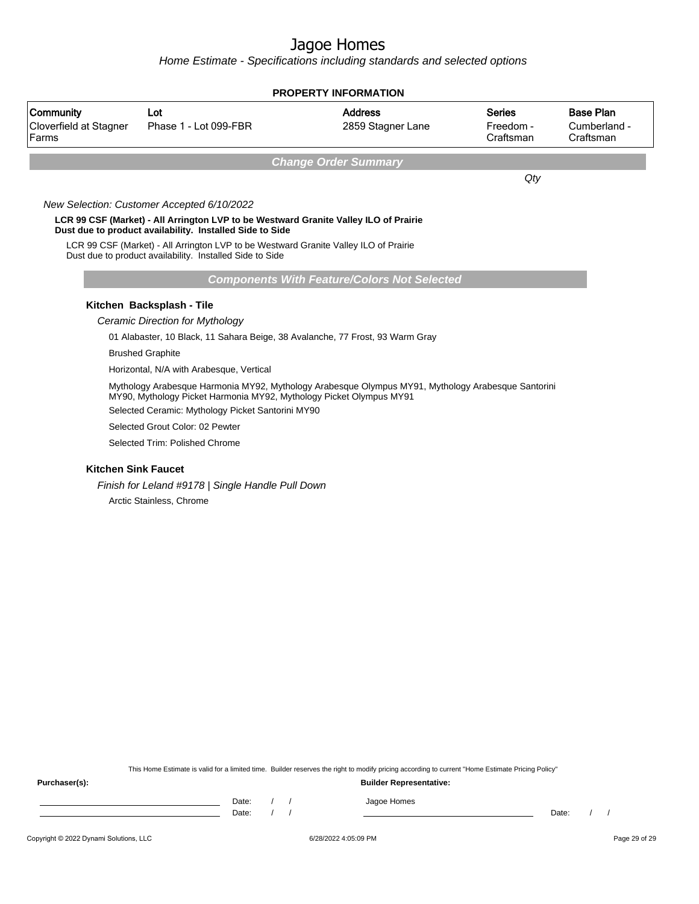# Jagoe Homes

*Home Estimate - Specifications including standards and selected options*

**PROPERTY INFORMATION**

| Community | Lot | Address | Series | Base Plan |
|---|---|---|---|---|
| Cloverfield at Stagner Farms | Phase 1 - Lot 099-FBR | 2859 Stagner Lane | Freedom - Craftsman | Cumberland - Craftsman |

## Change Order Summary

*Qty*

*New Selection: Customer Accepted 6/10/2022*

**LCR 99 CSF (Market) - All Arrington LVP to be Westward Granite Valley ILO of Prairie Dust due to product availability. Installed Side to Side**

LCR 99 CSF (Market) - All Arrington LVP to be Westward Granite Valley ILO of Prairie Dust due to product availability. Installed Side to Side

## Components With Feature/Colors Not Selected

### Kitchen Backsplash - Tile

*Ceramic Direction for Mythology*

01 Alabaster, 10 Black, 11 Sahara Beige, 38 Avalanche, 77 Frost, 93 Warm Gray

Brushed Graphite

Horizontal, N/A with Arabesque, Vertical

Mythology Arabesque Harmonia MY92, Mythology Arabesque Olympus MY91, Mythology Arabesque Santorini MY90, Mythology Picket Harmonia MY92, Mythology Picket Olympus MY91

Selected Ceramic: Mythology Picket Santorini MY90

Selected Grout Color: 02 Pewter

Selected Trim: Polished Chrome

### Kitchen Sink Faucet

*Finish for Leland #9178 | Single Handle Pull Down*

Arctic Stainless, Chrome

This Home Estimate is valid for a limited time. Builder reserves the right to modify pricing according to current "Home Estimate Pricing Policy"

**Purchaser(s):**

Date: / /

Date: / /

**Builder Representative:**

Jagoe Homes

Date: / /

Copyright © 2022 Dynami Solutions, LLC

6/28/2022 4:05:09 PM